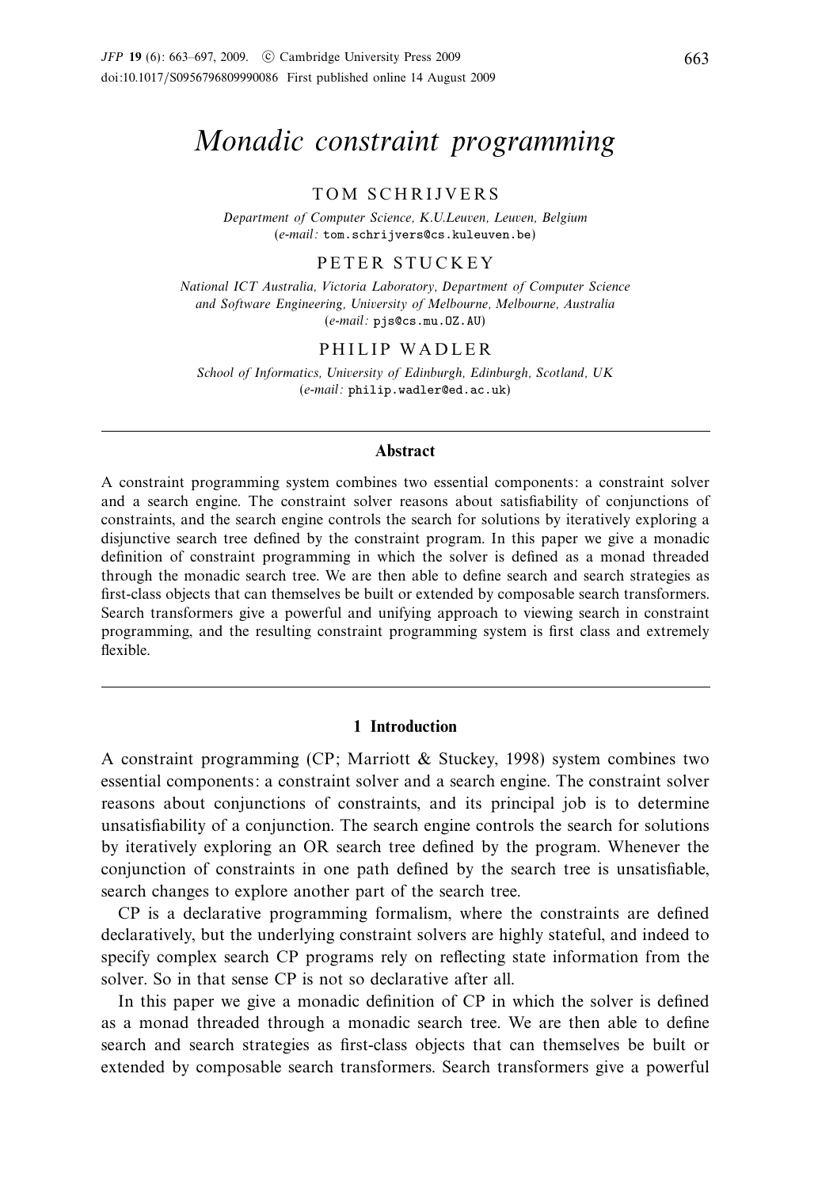# Monadic constraint programming

TOM SCHRIJVERS

*Department of Computer Science, K.U.Leuven, Leuven, Belgium*
(*e-mail:* tom.schrijvers@cs.kuleuven.be)

PETER STUCKEY

*National ICT Australia, Victoria Laboratory, Department of Computer Science and Software Engineering, University of Melbourne, Melbourne, Australia*
(*e-mail:* pjs@cs.mu.OZ.AU)

PHILIP WADLER

*School of Informatics, University of Edinburgh, Edinburgh, Scotland, UK*
(*e-mail:* philip.wadler@ed.ac.uk)

## Abstract

A constraint programming system combines two essential components: a constraint solver and a search engine. The constraint solver reasons about satisfiability of conjunctions of constraints, and the search engine controls the search for solutions by iteratively exploring a disjunctive search tree defined by the constraint program. In this paper we give a monadic definition of constraint programming in which the solver is defined as a monad threaded through the monadic search tree. We are then able to define search and search strategies as first-class objects that can themselves be built or extended by composable search transformers. Search transformers give a powerful and unifying approach to viewing search in constraint programming, and the resulting constraint programming system is first class and extremely flexible.

## 1 Introduction

A constraint programming (CP; Marriott & Stuckey, 1998) system combines two essential components: a constraint solver and a search engine. The constraint solver reasons about conjunctions of constraints, and its principal job is to determine unsatisfiability of a conjunction. The search engine controls the search for solutions by iteratively exploring an OR search tree defined by the program. Whenever the conjunction of constraints in one path defined by the search tree is unsatisfiable, search changes to explore another part of the search tree.

CP is a declarative programming formalism, where the constraints are defined declaratively, but the underlying constraint solvers are highly stateful, and indeed to specify complex search CP programs rely on reflecting state information from the solver. So in that sense CP is not so declarative after all.

In this paper we give a monadic definition of CP in which the solver is defined as a monad threaded through a monadic search tree. We are then able to define search and search strategies as first-class objects that can themselves be built or extended by composable search transformers. Search transformers give a powerful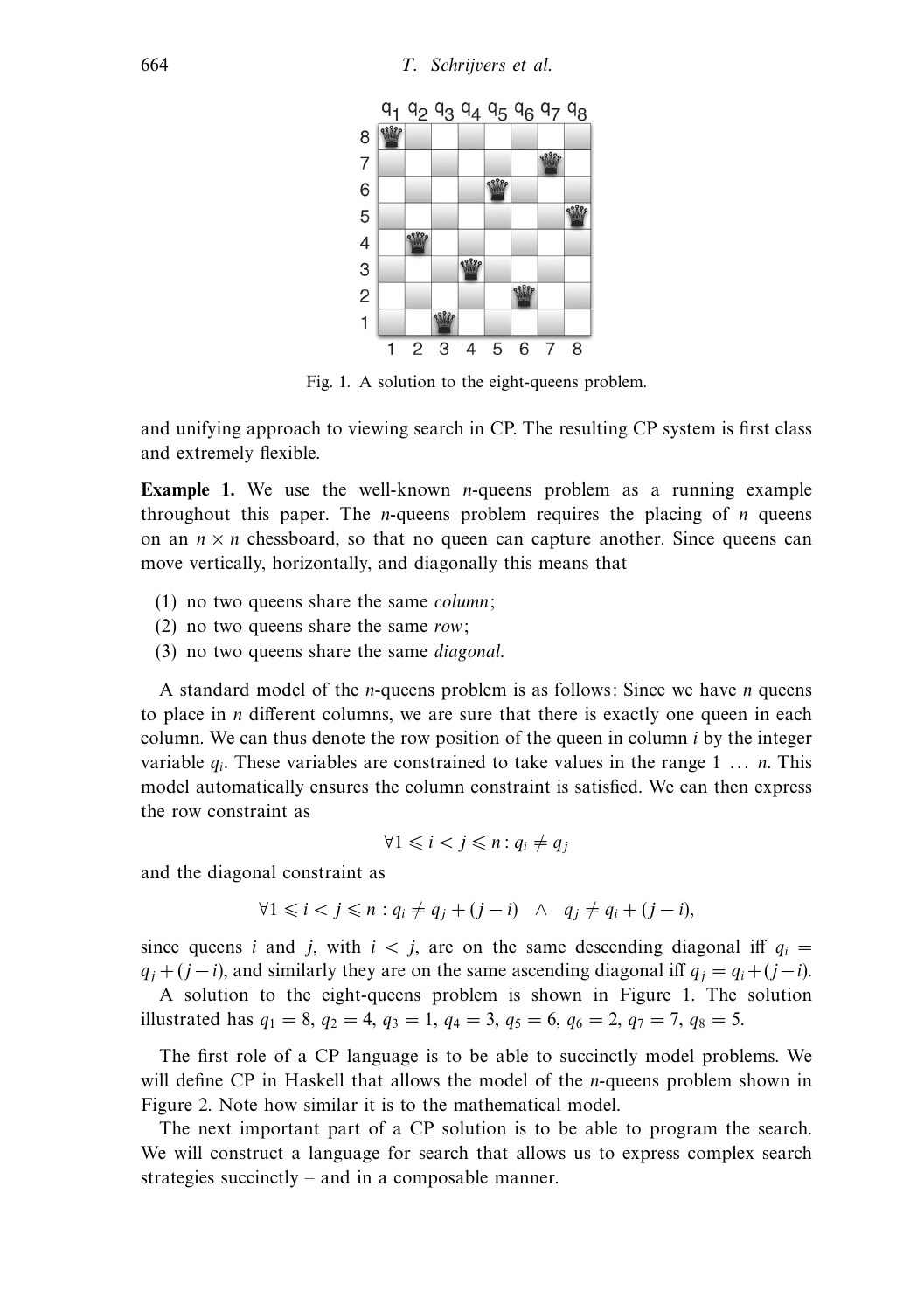Fig. 1. A solution to the eight-queens problem.

and unifying approach to viewing search in CP. The resulting CP system is first class and extremely flexible.

**Example 1.** We use the well-known $n$-queens problem as a running example throughout this paper. The $n$-queens problem requires the placing of $n$ queens on an $n \times n$ chessboard, so that no queen can capture another. Since queens can move vertically, horizontally, and diagonally this means that

(1) no two queens share the same *column*;
(2) no two queens share the same *row*;
(3) no two queens share the same *diagonal*.

A standard model of the $n$-queens problem is as follows: Since we have $n$ queens to place in $n$ different columns, we are sure that there is exactly one queen in each column. We can thus denote the row position of the queen in column $i$ by the integer variable $q_i$. These variables are constrained to take values in the range $1 \ldots n$. This model automatically ensures the column constraint is satisfied. We can then express the row constraint as

$$\forall 1 \leqslant i < j \leqslant n : q_i \neq q_j$$

and the diagonal constraint as

$$\forall 1 \leqslant i < j \leqslant n : q_i \neq q_j + (j-i) \quad \wedge \quad q_j \neq q_i + (j-i),$$

since queens $i$ and $j$, with $i < j$, are on the same descending diagonal iff $q_i = q_j + (j-i)$, and similarly they are on the same ascending diagonal iff $q_j = q_i + (j-i)$.

A solution to the eight-queens problem is shown in Figure 1. The solution illustrated has $q_1 = 8$, $q_2 = 4$, $q_3 = 1$, $q_4 = 3$, $q_5 = 6$, $q_6 = 2$, $q_7 = 7$, $q_8 = 5$.

The first role of a CP language is to be able to succinctly model problems. We will define CP in Haskell that allows the model of the $n$-queens problem shown in Figure 2. Note how similar it is to the mathematical model.

The next important part of a CP solution is to be able to program the search. We will construct a language for search that allows us to express complex search strategies succinctly – and in a composable manner.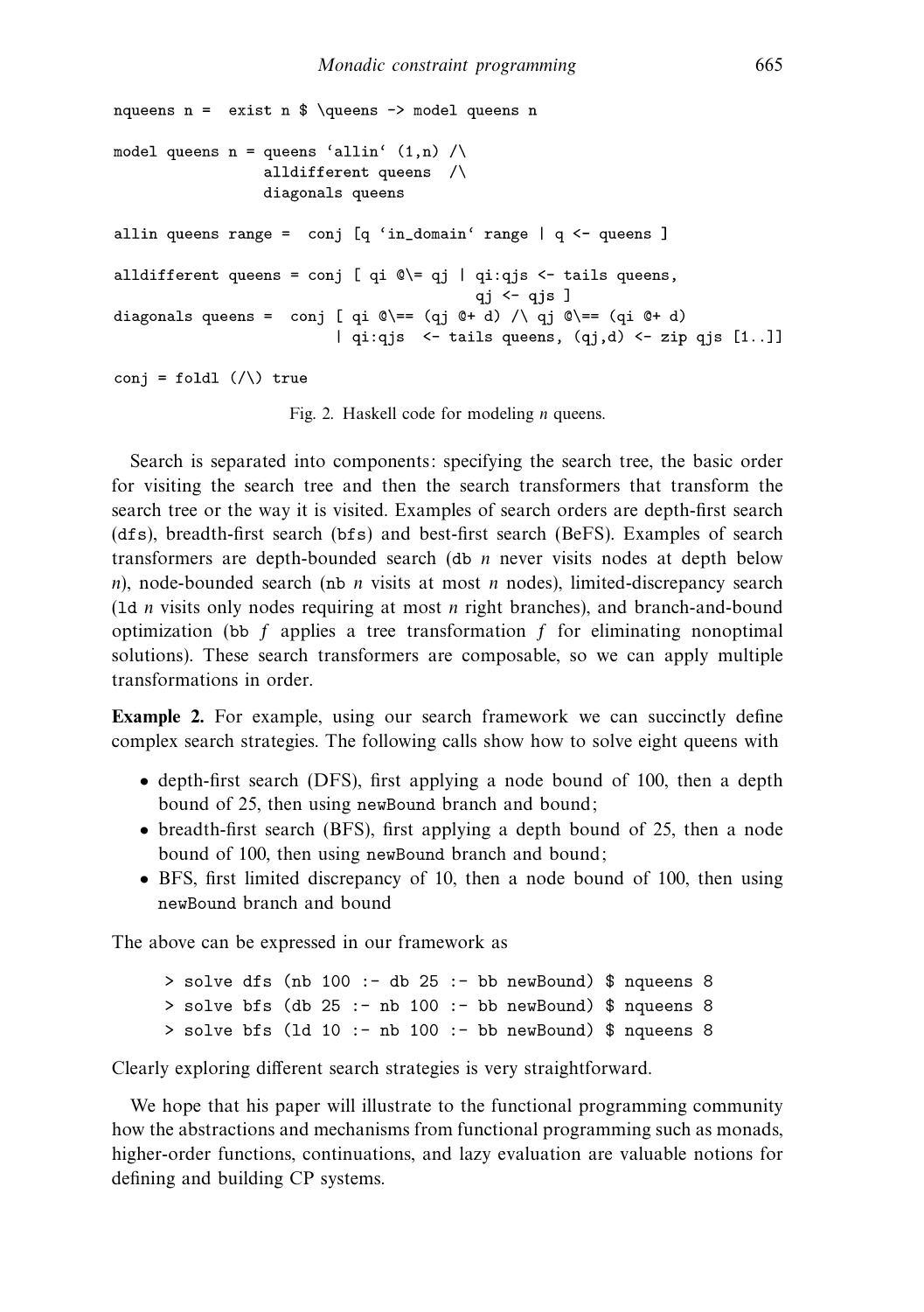```
nqueens n =  exist n $ \queens -> model queens n

model queens n = queens `allin` (1,n) /\
                 alldifferent queens  /\
                 diagonals queens

allin queens range =  conj [q `in_domain` range | q <- queens ]

alldifferent queens = conj [ qi @\= qj | qi:qjs <- tails queens,
                                         qj <- qjs ]
diagonals queens =  conj [ qi @\== (qj @+ d) /\ qj @\== (qi @+ d)
                         | qi:qjs  <- tails queens, (qj,d) <- zip qjs [1..]]

conj = foldl (/\) true
```

Fig. 2. Haskell code for modeling $n$ queens.

Search is separated into components: specifying the search tree, the basic order for visiting the search tree and then the search transformers that transform the search tree or the way it is visited. Examples of search orders are depth-first search (`dfs`), breadth-first search (`bfs`) and best-first search (BeFS). Examples of search transformers are depth-bounded search (`db` $n$ never visits nodes at depth below $n$), node-bounded search (`nb` $n$ visits at most $n$ nodes), limited-discrepancy search (`ld` $n$ visits only nodes requiring at most $n$ right branches), and branch-and-bound optimization (`bb` $f$ applies a tree transformation $f$ for eliminating nonoptimal solutions). These search transformers are composable, so we can apply multiple transformations in order.

**Example 2.** For example, using our search framework we can succinctly define complex search strategies. The following calls show how to solve eight queens with

- depth-first search (DFS), first applying a node bound of 100, then a depth bound of 25, then using `newBound` branch and bound;
- breadth-first search (BFS), first applying a depth bound of 25, then a node bound of 100, then using `newBound` branch and bound;
- BFS, first limited discrepancy of 10, then a node bound of 100, then using `newBound` branch and bound

The above can be expressed in our framework as

```
> solve dfs (nb 100 :- db 25 :- bb newBound) $ nqueens 8
> solve bfs (db 25 :- nb 100 :- bb newBound) $ nqueens 8
> solve bfs (ld 10 :- nb 100 :- bb newBound) $ nqueens 8
```

Clearly exploring different search strategies is very straightforward.

We hope that his paper will illustrate to the functional programming community how the abstractions and mechanisms from functional programming such as monads, higher-order functions, continuations, and lazy evaluation are valuable notions for defining and building CP systems.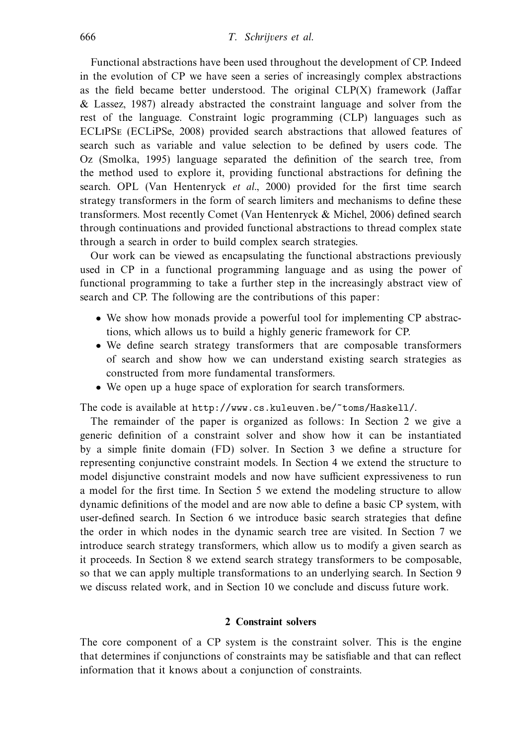Functional abstractions have been used throughout the development of CP. Indeed in the evolution of CP we have seen a series of increasingly complex abstractions as the field became better understood. The original CLP(X) framework (Jaffar & Lassez, 1987) already abstracted the constraint language and solver from the rest of the language. Constraint logic programming (CLP) languages such as ECLiPSe (ECLiPSe, 2008) provided search abstractions that allowed features of search such as variable and value selection to be defined by users code. The Oz (Smolka, 1995) language separated the definition of the search tree, from the method used to explore it, providing functional abstractions for defining the search. OPL (Van Hentenryck *et al.*, 2000) provided for the first time search strategy transformers in the form of search limiters and mechanisms to define these transformers. Most recently Comet (Van Hentenryck & Michel, 2006) defined search through continuations and provided functional abstractions to thread complex state through a search in order to build complex search strategies.

Our work can be viewed as encapsulating the functional abstractions previously used in CP in a functional programming language and as using the power of functional programming to take a further step in the increasingly abstract view of search and CP. The following are the contributions of this paper:

- We show how monads provide a powerful tool for implementing CP abstractions, which allows us to build a highly generic framework for CP.
- We define search strategy transformers that are composable transformers of search and show how we can understand existing search strategies as constructed from more fundamental transformers.
- We open up a huge space of exploration for search transformers.

The code is available at `http://www.cs.kuleuven.be/~toms/Haskell/`.

The remainder of the paper is organized as follows: In Section 2 we give a generic definition of a constraint solver and show how it can be instantiated by a simple finite domain (FD) solver. In Section 3 we define a structure for representing conjunctive constraint models. In Section 4 we extend the structure to model disjunctive constraint models and now have sufficient expressiveness to run a model for the first time. In Section 5 we extend the modeling structure to allow dynamic definitions of the model and are now able to define a basic CP system, with user-defined search. In Section 6 we introduce basic search strategies that define the order in which nodes in the dynamic search tree are visited. In Section 7 we introduce search strategy transformers, which allow us to modify a given search as it proceeds. In Section 8 we extend search strategy transformers to be composable, so that we can apply multiple transformations to an underlying search. In Section 9 we discuss related work, and in Section 10 we conclude and discuss future work.

## 2 Constraint solvers

The core component of a CP system is the constraint solver. This is the engine that determines if conjunctions of constraints may be satisfiable and that can reflect information that it knows about a conjunction of constraints.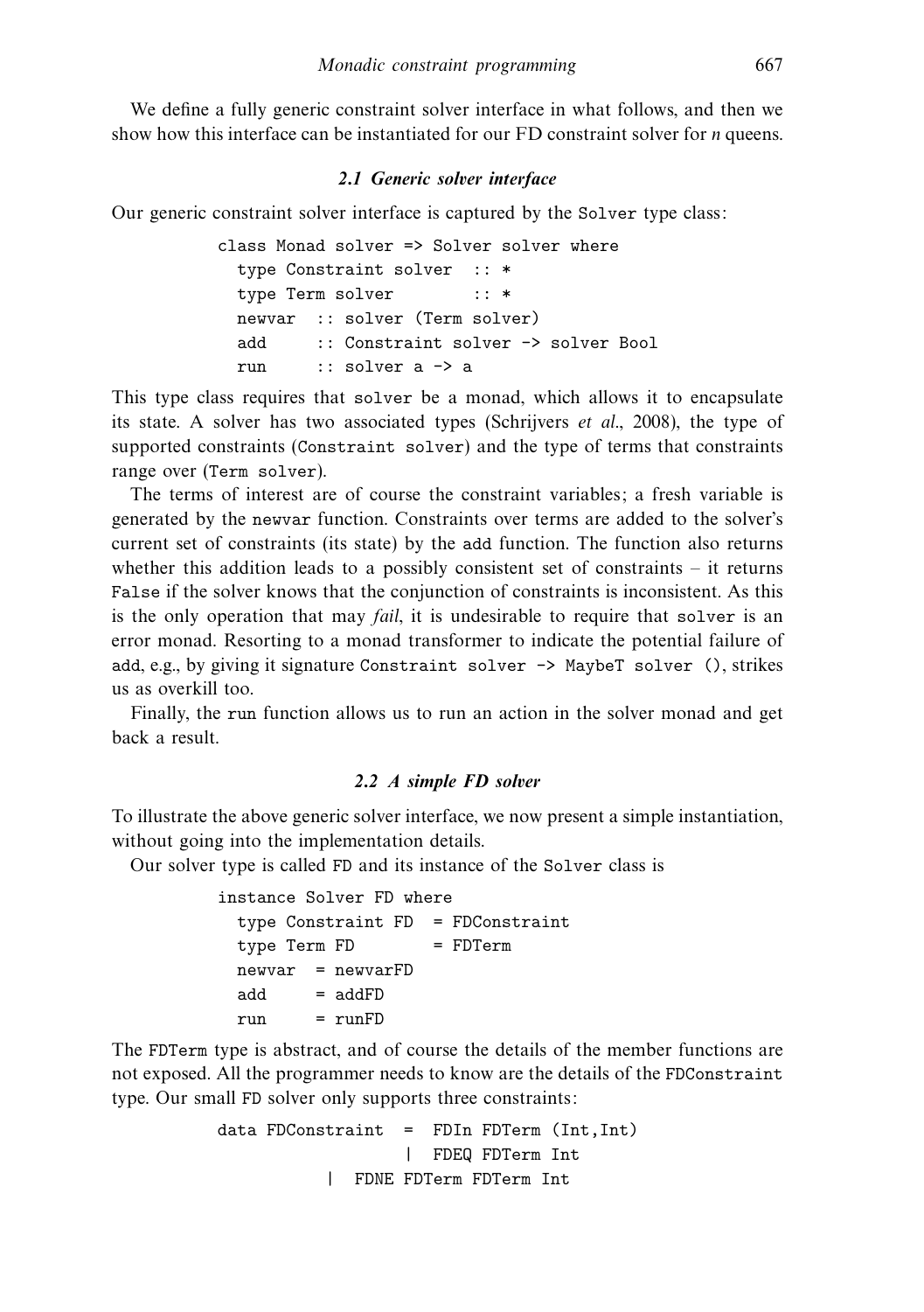We define a fully generic constraint solver interface in what follows, and then we show how this interface can be instantiated for our FD constraint solver for *n* queens.

### *2.1 Generic solver interface*

Our generic constraint solver interface is captured by the `Solver` type class:

```
class Monad solver => Solver solver where
  type Constraint solver  :: *
  type Term solver        :: *
  newvar  :: solver (Term solver)
  add     :: Constraint solver -> solver Bool
  run     :: solver a -> a
```

This type class requires that `solver` be a monad, which allows it to encapsulate its state. A solver has two associated types (Schrijvers *et al*., 2008), the type of supported constraints (`Constraint solver`) and the type of terms that constraints range over (`Term solver`).

The terms of interest are of course the constraint variables; a fresh variable is generated by the `newvar` function. Constraints over terms are added to the solver's current set of constraints (its state) by the `add` function. The function also returns whether this addition leads to a possibly consistent set of constraints – it returns `False` if the solver knows that the conjunction of constraints is inconsistent. As this is the only operation that may *fail*, it is undesirable to require that `solver` is an error monad. Resorting to a monad transformer to indicate the potential failure of `add`, e.g., by giving it signature `Constraint solver -> MaybeT solver ()`, strikes us as overkill too.

Finally, the `run` function allows us to run an action in the solver monad and get back a result.

### *2.2 A simple FD solver*

To illustrate the above generic solver interface, we now present a simple instantiation, without going into the implementation details.

Our solver type is called `FD` and its instance of the `Solver` class is

```
instance Solver FD where
  type Constraint FD  = FDConstraint
  type Term FD        = FDTerm
  newvar  = newvarFD
  add     = addFD
  run     = runFD
```

The `FDTerm` type is abstract, and of course the details of the member functions are not exposed. All the programmer needs to know are the details of the `FDConstraint` type. Our small `FD` solver only supports three constraints:

```
data FDConstraint  =  FDIn FDTerm (Int,Int)
                   |  FDEQ FDTerm Int
                   |  FDNE FDTerm FDTerm Int
```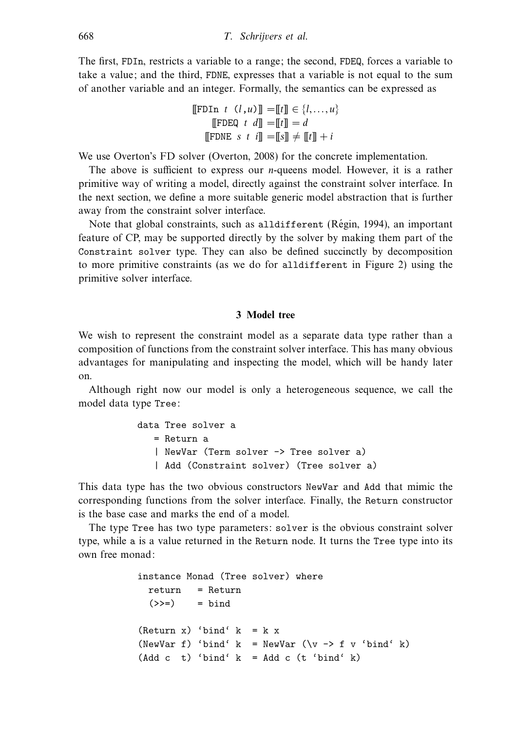The first, FDIn, restricts a variable to a range; the second, FDEQ, forces a variable to take a value; and the third, FDNE, expresses that a variable is not equal to the sum of another variable and an integer. Formally, the semantics can be expressed as

$$
\begin{aligned}
[\![\texttt{FDIn}\ t\ \ (l,u)]\!] &= [\![t]\!] \in \{l,\ldots,u\} \\
[\![\texttt{FDEQ}\ t\ d]\!] &= [\![t]\!] = d \\
[\![\texttt{FDNE}\ s\ t\ i]\!] &= [\![s]\!] \neq [\![t]\!] + i
\end{aligned}
$$

We use Overton's FD solver (Overton, 2008) for the concrete implementation.

The above is sufficient to express our *n*-queens model. However, it is a rather primitive way of writing a model, directly against the constraint solver interface. In the next section, we define a more suitable generic model abstraction that is further away from the constraint solver interface.

Note that global constraints, such as alldifferent (Régin, 1994), an important feature of CP, may be supported directly by the solver by making them part of the Constraint solver type. They can also be defined succinctly by decomposition to more primitive constraints (as we do for alldifferent in Figure 2) using the primitive solver interface.

## 3 Model tree

We wish to represent the constraint model as a separate data type rather than a composition of functions from the constraint solver interface. This has many obvious advantages for manipulating and inspecting the model, which will be handy later on.

Although right now our model is only a heterogeneous sequence, we call the model data type Tree:

```
data Tree solver a
   = Return a
   | NewVar (Term solver -> Tree solver a)
   | Add (Constraint solver) (Tree solver a)
```

This data type has the two obvious constructors NewVar and Add that mimic the corresponding functions from the solver interface. Finally, the Return constructor is the base case and marks the end of a model.

The type Tree has two type parameters: solver is the obvious constraint solver type, while a is a value returned in the Return node. It turns the Tree type into its own free monad:

```
instance Monad (Tree solver) where
  return   = Return
  (>>=)    = bind

(Return x) `bind` k  = k x
(NewVar f) `bind` k  = NewVar (\v -> f v `bind` k)
(Add c  t) `bind` k  = Add c (t `bind` k)
```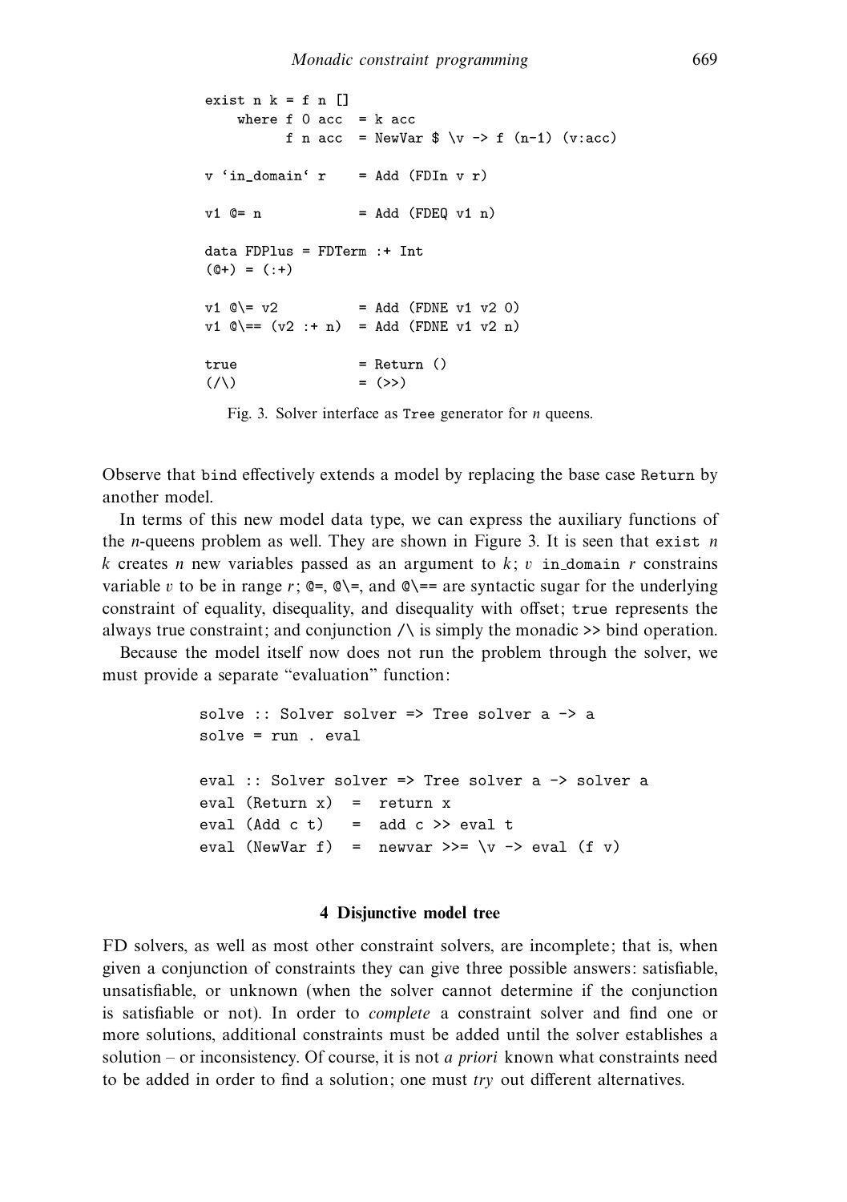```
exist n k = f n []
    where f 0 acc  = k acc
          f n acc  = NewVar $ \v -> f (n-1) (v:acc)

v `in_domain` r    = Add (FDIn v r)

v1 @= n            = Add (FDEQ v1 n)

data FDPlus = FDTerm :+ Int
(@+) = (:+)

v1 @\= v2          = Add (FDNE v1 v2 0)
v1 @\== (v2 :+ n)  = Add (FDNE v1 v2 n)

true               = Return ()
(/\)               = (>>)
```

Fig. 3. Solver interface as `Tree` generator for $n$ queens.

Observe that `bind` effectively extends a model by replacing the base case `Return` by another model.

In terms of this new model data type, we can express the auxiliary functions of the $n$-queens problem as well. They are shown in Figure 3. It is seen that `exist` $n$ $k$ creates $n$ new variables passed as an argument to $k$; $v$ `in_domain` $r$ constrains variable $v$ to be in range $r$; `@=`, `@\=`, and `@\==` are syntactic sugar for the underlying constraint of equality, disequality, and disequality with offset; `true` represents the always true constraint; and conjunction `/\` is simply the monadic `>>` bind operation.

Because the model itself now does not run the problem through the solver, we must provide a separate "evaluation" function:

```
solve :: Solver solver => Tree solver a -> a
solve = run . eval

eval :: Solver solver => Tree solver a -> solver a
eval (Return x)  =  return x
eval (Add c t)   =  add c >> eval t
eval (NewVar f)  =  newvar >>= \v -> eval (f v)
```

## 4 Disjunctive model tree

FD solvers, as well as most other constraint solvers, are incomplete; that is, when given a conjunction of constraints they can give three possible answers: satisfiable, unsatisfiable, or unknown (when the solver cannot determine if the conjunction is satisfiable or not). In order to *complete* a constraint solver and find one or more solutions, additional constraints must be added until the solver establishes a solution – or inconsistency. Of course, it is not *a priori* known what constraints need to be added in order to find a solution; one must *try* out different alternatives.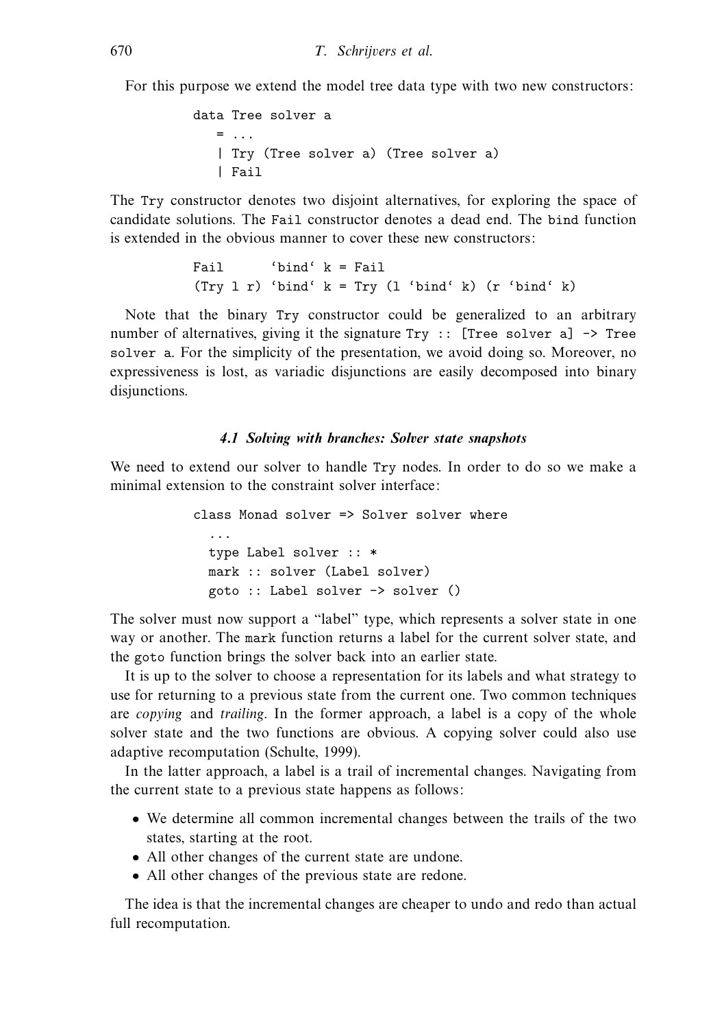For this purpose we extend the model tree data type with two new constructors:

```
data Tree solver a
   = ...
   | Try (Tree solver a) (Tree solver a)
   | Fail
```

The `Try` constructor denotes two disjoint alternatives, for exploring the space of candidate solutions. The `Fail` constructor denotes a dead end. The `bind` function is extended in the obvious manner to cover these new constructors:

```
Fail      `bind` k = Fail
(Try l r) `bind` k = Try (l `bind` k) (r `bind` k)
```

Note that the binary `Try` constructor could be generalized to an arbitrary number of alternatives, giving it the signature `Try :: [Tree solver a] -> Tree solver a`. For the simplicity of the presentation, we avoid doing so. Moreover, no expressiveness is lost, as variadic disjunctions are easily decomposed into binary disjunctions.

### 4.1 Solving with branches: Solver state snapshots

We need to extend our solver to handle `Try` nodes. In order to do so we make a minimal extension to the constraint solver interface:

```
class Monad solver => Solver solver where
  ...
  type Label solver :: *
  mark :: solver (Label solver)
  goto :: Label solver -> solver ()
```

The solver must now support a "label" type, which represents a solver state in one way or another. The `mark` function returns a label for the current solver state, and the `goto` function brings the solver back into an earlier state.

It is up to the solver to choose a representation for its labels and what strategy to use for returning to a previous state from the current one. Two common techniques are *copying* and *trailing*. In the former approach, a label is a copy of the whole solver state and the two functions are obvious. A copying solver could also use adaptive recomputation (Schulte, 1999).

In the latter approach, a label is a trail of incremental changes. Navigating from the current state to a previous state happens as follows:

- We determine all common incremental changes between the trails of the two states, starting at the root.
- All other changes of the current state are undone.
- All other changes of the previous state are redone.

The idea is that the incremental changes are cheaper to undo and redo than actual full recomputation.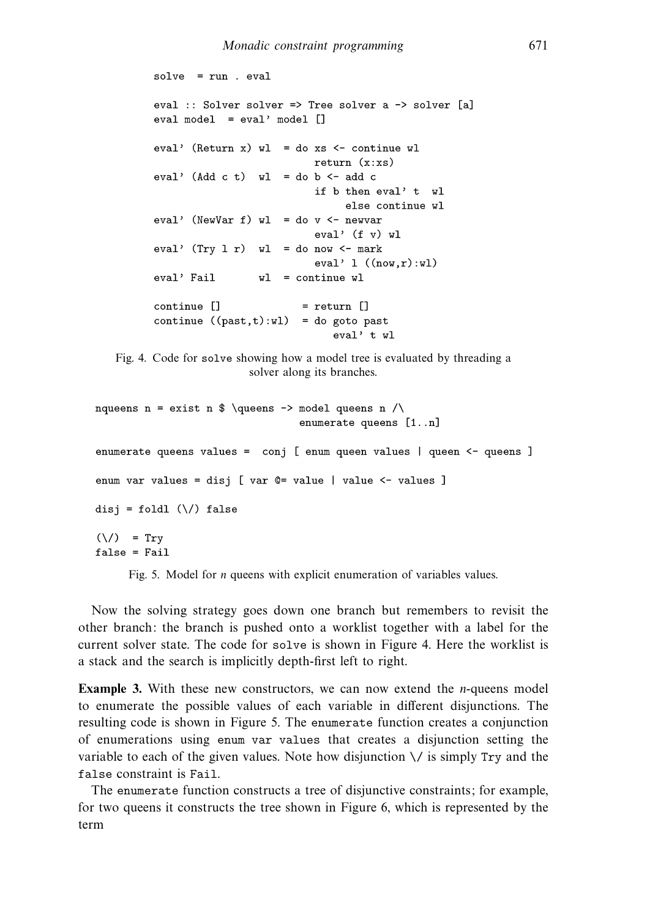```
solve  = run . eval

eval :: Solver solver => Tree solver a -> solver [a]
eval model  = eval' model []

eval' (Return x) wl  = do xs <- continue wl
                          return (x:xs)
eval' (Add c t)  wl  = do b <- add c
                          if b then eval' t  wl
                               else continue wl
eval' (NewVar f) wl  = do v <- newvar
                          eval' (f v) wl
eval' (Try l r)  wl  = do now <- mark
                          eval' l ((now,r):wl)
eval' Fail       wl  = continue wl

continue []            = return []
continue ((past,t):wl)  = do goto past
                             eval' t wl
```

Fig. 4. Code for `solve` showing how a model tree is evaluated by threading a solver along its branches.

```
nquueens n = exist n $ \queens -> model queens n /\
                                  enumerate queens [1..n]

enumerate queens values =  conj [ enum queen values | queen <- queens ]

enum var values = disj [ var @= value | value <- values ]

disj = foldl (\/) false

(\/)  = Try
false = Fail
```

Fig. 5. Model for *n* queens with explicit enumeration of variables values.

Now the solving strategy goes down one branch but remembers to revisit the other branch: the branch is pushed onto a worklist together with a label for the current solver state. The code for `solve` is shown in Figure 4. Here the worklist is a stack and the search is implicitly depth-first left to right.

**Example 3.** With these new constructors, we can now extend the *n*-queens model to enumerate the possible values of each variable in different disjunctions. The resulting code is shown in Figure 5. The `enumerate` function creates a conjunction of enumerations using `enum var values` that creates a disjunction setting the variable to each of the given values. Note how disjunction `\/` is simply `Try` and the `false` constraint is `Fail`.

The `enumerate` function constructs a tree of disjunctive constraints; for example, for two queens it constructs the tree shown in Figure 6, which is represented by the term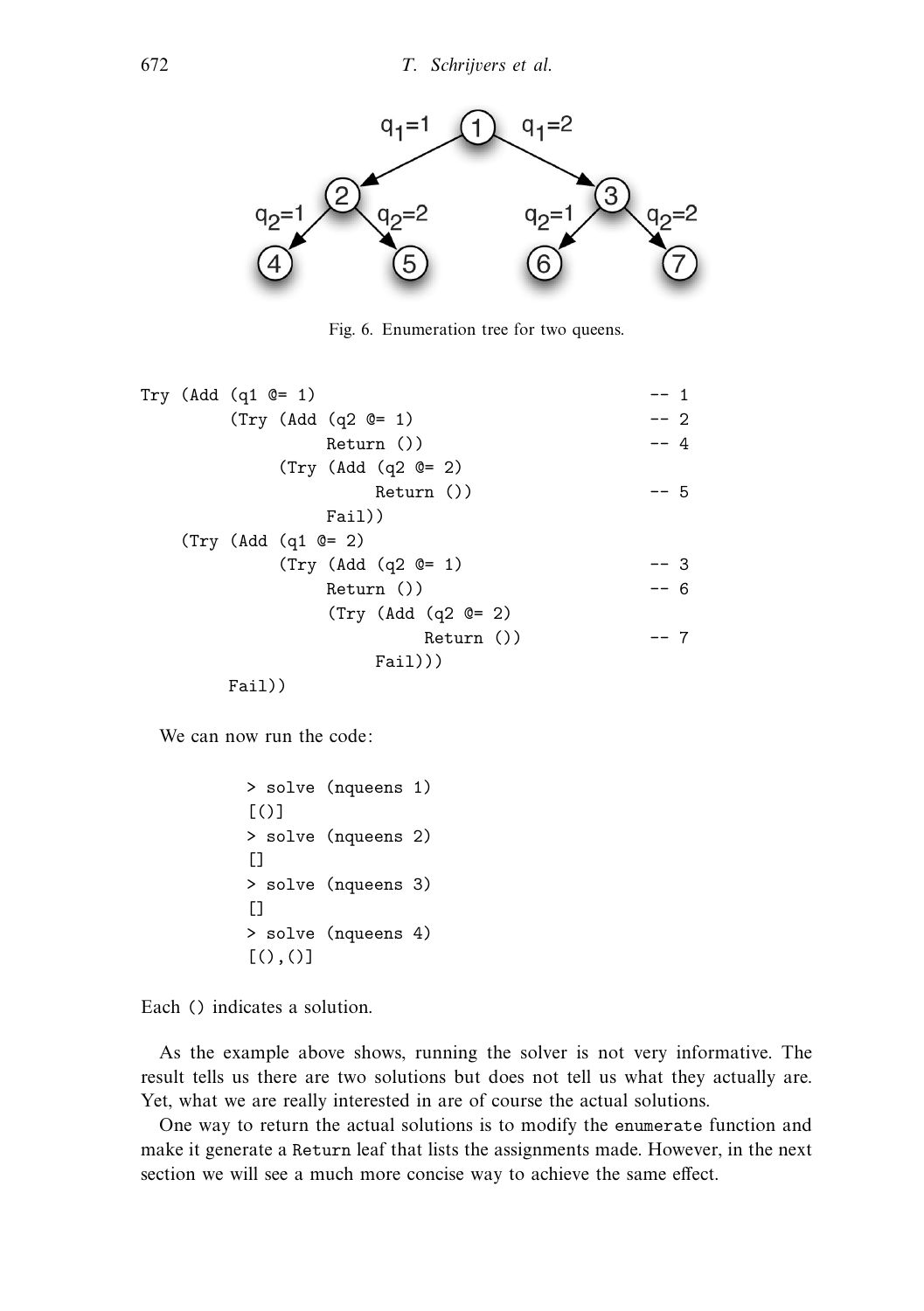Fig. 6. Enumeration tree for two queens.

```
Try (Add (q1 @= 1)                                  -- 1
        (Try (Add (q2 @= 1)                         -- 2
                Return ())                          -- 4
            (Try (Add (q2 @= 2)
                    Return ())                      -- 5
                Fail))
    (Try (Add (q1 @= 2)
            (Try (Add (q2 @= 1)                     -- 3
                Return ())                          -- 6
                (Try (Add (q2 @= 2)
                        Return ())                  -- 7
                    Fail)))
        Fail))
```

We can now run the code:

```
> solve (nqueens 1)
[()]
> solve (nqueens 2)
[]
> solve (nqueens 3)
[]
> solve (nqueens 4)
[(),()]
```

Each `()` indicates a solution.

As the example above shows, running the solver is not very informative. The result tells us there are two solutions but does not tell us what they actually are. Yet, what we are really interested in are of course the actual solutions.

One way to return the actual solutions is to modify the `enumerate` function and make it generate a `Return` leaf that lists the assignments made. However, in the next section we will see a much more concise way to achieve the same effect.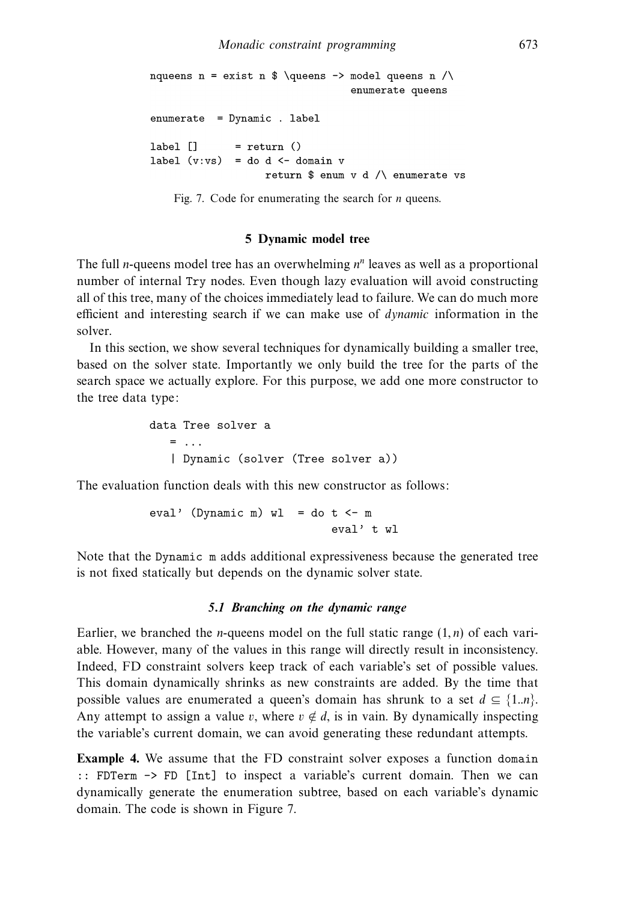```
nqueens n = exist n $ \queens -> model queens n /\
                                  enumerate queens

enumerate  = Dynamic . label

label []      = return ()
label (v:vs)  = do d <- domain v
                   return $ enum v d /\ enumerate vs
```

Fig. 7. Code for enumerating the search for $n$ queens.

## 5 Dynamic model tree

The full $n$-queens model tree has an overwhelming $n^n$ leaves as well as a proportional number of internal `Try` nodes. Even though lazy evaluation will avoid constructing all of this tree, many of the choices immediately lead to failure. We can do much more efficient and interesting search if we can make use of *dynamic* information in the solver.

In this section, we show several techniques for dynamically building a smaller tree, based on the solver state. Importantly we only build the tree for the parts of the search space we actually explore. For this purpose, we add one more constructor to the tree data type:

```
data Tree solver a
   = ...
   | Dynamic (solver (Tree solver a))
```

The evaluation function deals with this new constructor as follows:

```
eval' (Dynamic m) wl  = do t <- m
                           eval' t wl
```

Note that the `Dynamic m` adds additional expressiveness because the generated tree is not fixed statically but depends on the dynamic solver state.

### 5.1 Branching on the dynamic range

Earlier, we branched the $n$-queens model on the full static range $(1, n)$ of each variable. However, many of the values in this range will directly result in inconsistency. Indeed, FD constraint solvers keep track of each variable's set of possible values. This domain dynamically shrinks as new constraints are added. By the time that possible values are enumerated a queen's domain has shrunk to a set $d \subseteq \{1..n\}$. Any attempt to assign a value $v$, where $v \notin d$, is in vain. By dynamically inspecting the variable's current domain, we can avoid generating these redundant attempts.

**Example 4.** We assume that the FD constraint solver exposes a function `domain :: FDTerm -> FD [Int]` to inspect a variable's current domain. Then we can dynamically generate the enumeration subtree, based on each variable's dynamic domain. The code is shown in Figure 7.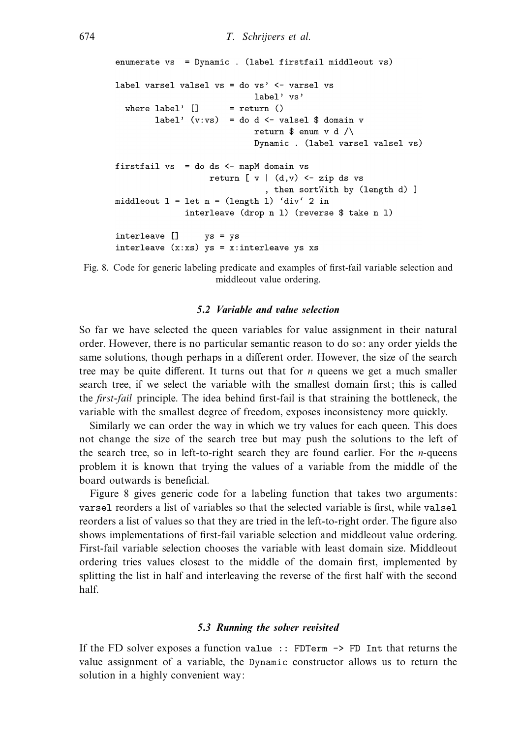```
enumerate vs  = Dynamic . (label firstfail middleout vs)

label varsel valsel vs = do vs' <- varsel vs
                            label' vs'
  where label' []      = return ()
        label' (v:vs)  = do d <- valsel $ domain v
                            return $ enum v d /\
                            Dynamic . (label varsel valsel vs)

firstfail vs  = do ds <- mapM domain vs
                   return [ v | (d,v) <- zip ds vs
                              , then sortWith by (length d) ]
middleout l = let n = (length l) `div` 2 in
              interleave (drop n l) (reverse $ take n l)

interleave []     ys = ys
interleave (x:xs) ys = x:interleave ys xs
```

Fig. 8. Code for generic labeling predicate and examples of first-fail variable selection and middleout value ordering.

### 5.2 Variable and value selection

So far we have selected the queen variables for value assignment in their natural order. However, there is no particular semantic reason to do so: any order yields the same solutions, though perhaps in a different order. However, the size of the search tree may be quite different. It turns out that for $n$ queens we get a much smaller search tree, if we select the variable with the smallest domain first; this is called the *first-fail* principle. The idea behind first-fail is that straining the bottleneck, the variable with the smallest degree of freedom, exposes inconsistency more quickly.

Similarly we can order the way in which we try values for each queen. This does not change the size of the search tree but may push the solutions to the left of the search tree, so in left-to-right search they are found earlier. For the $n$-queens problem it is known that trying the values of a variable from the middle of the board outwards is beneficial.

Figure 8 gives generic code for a labeling function that takes two arguments: `varsel` reorders a list of variables so that the selected variable is first, while `valsel` reorders a list of values so that they are tried in the left-to-right order. The figure also shows implementations of first-fail variable selection and middleout value ordering. First-fail variable selection chooses the variable with least domain size. Middleout ordering tries values closest to the middle of the domain first, implemented by splitting the list in half and interleaving the reverse of the first half with the second half.

### 5.3 Running the solver revisited

If the FD solver exposes a function `value :: FDTerm -> FD Int` that returns the value assignment of a variable, the `Dynamic` constructor allows us to return the solution in a highly convenient way: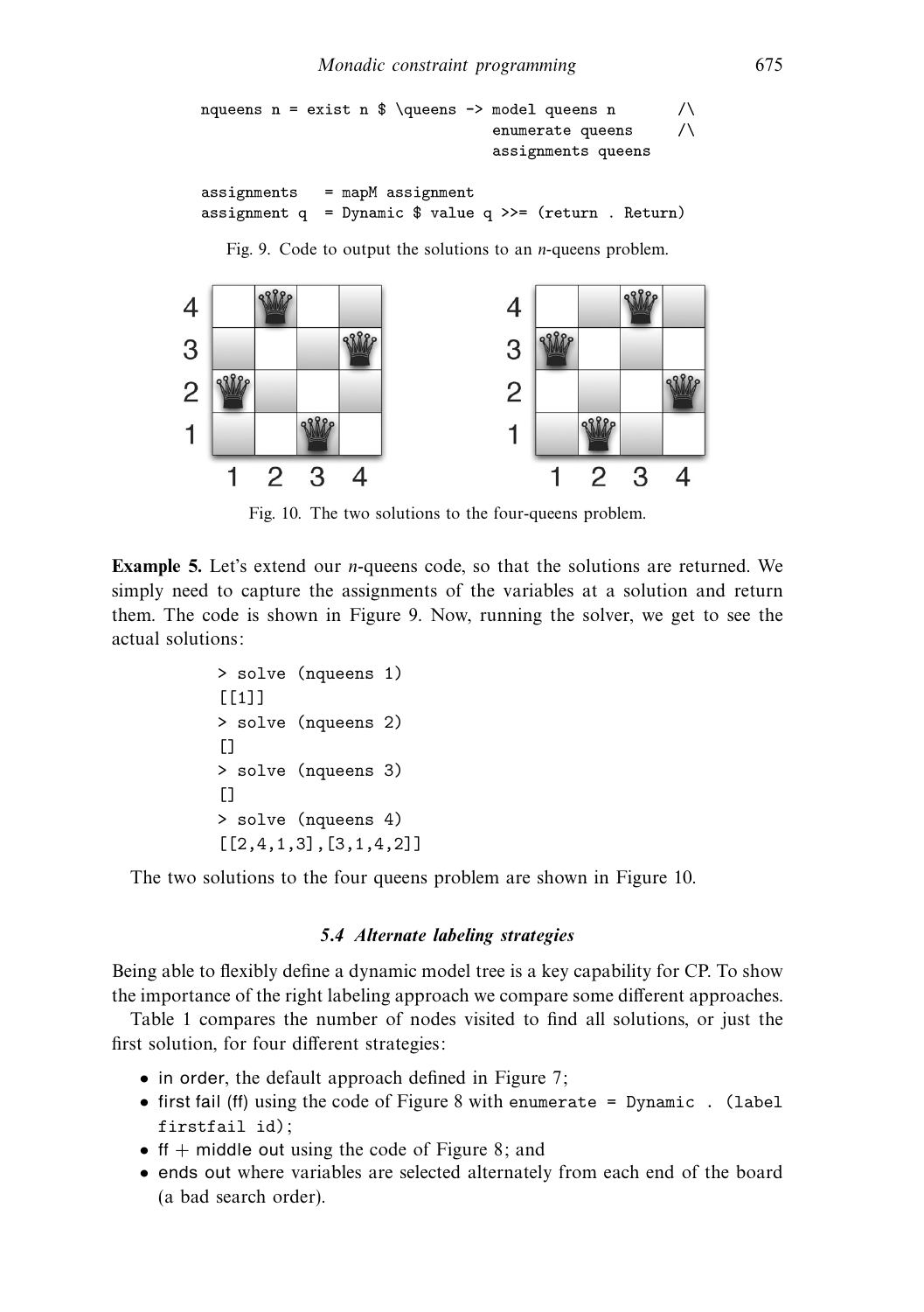```
nqueens n = exist n $ \queens -> model queens n       /\
                                 enumerate queens     /\
                                 assignments queens

assignments   = mapM assignment
assignment q  = Dynamic $ value q >>= (return . Return)
```

Fig. 9. Code to output the solutions to an $n$-queens problem.

Fig. 10. The two solutions to the four-queens problem.

**Example 5.** Let's extend our $n$-queens code, so that the solutions are returned. We simply need to capture the assignments of the variables at a solution and return them. The code is shown in Figure 9. Now, running the solver, we get to see the actual solutions:

```
> solve (nqueens 1)
[[1]]
> solve (nqueens 2)
[]
> solve (nqueens 3)
[]
> solve (nqueens 4)
[[2,4,1,3],[3,1,4,2]]
```

The two solutions to the four queens problem are shown in Figure 10.

### 5.4 Alternate labeling strategies

Being able to flexibly define a dynamic model tree is a key capability for CP. To show the importance of the right labeling approach we compare some different approaches.

Table 1 compares the number of nodes visited to find all solutions, or just the first solution, for four different strategies:

- in order, the default approach defined in Figure 7;
- first fail (ff) using the code of Figure 8 with `enumerate = Dynamic . (label firstfail id)`;
- ff + middle out using the code of Figure 8; and
- ends out where variables are selected alternately from each end of the board (a bad search order).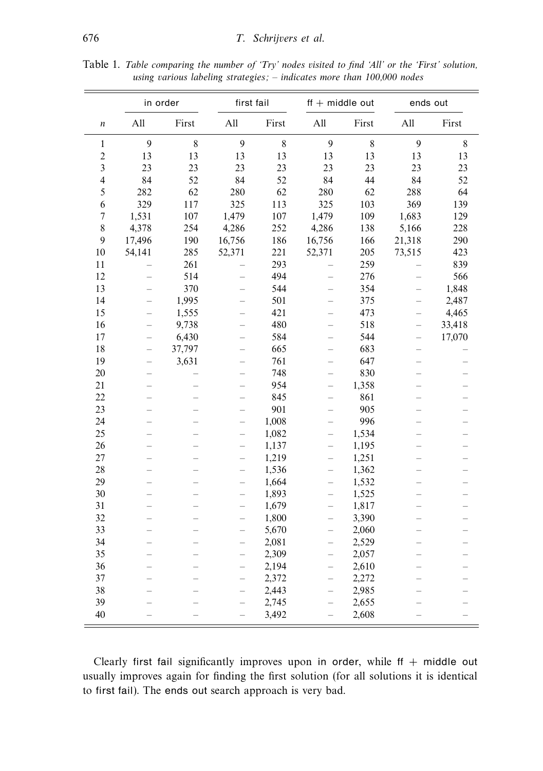Table 1. *Table comparing the number of 'Try' nodes visited to find 'All' or the 'First' solution, using various labeling strategies; – indicates more than 100,000 nodes*

| | in order | | first fail | | ff + middle out | | ends out | |
|---|---|---|---|---|---|---|---|---|
| $n$ | All | First | All | First | All | First | All | First |
| 1 | 9 | 8 | 9 | 8 | 9 | 8 | 9 | 8 |
| 2 | 13 | 13 | 13 | 13 | 13 | 13 | 13 | 13 |
| 3 | 23 | 23 | 23 | 23 | 23 | 23 | 23 | 23 |
| 4 | 84 | 52 | 84 | 52 | 84 | 44 | 84 | 52 |
| 5 | 282 | 62 | 280 | 62 | 280 | 62 | 288 | 64 |
| 6 | 329 | 117 | 325 | 113 | 325 | 103 | 369 | 139 |
| 7 | 1,531 | 107 | 1,479 | 107 | 1,479 | 109 | 1,683 | 129 |
| 8 | 4,378 | 254 | 4,286 | 252 | 4,286 | 138 | 5,166 | 228 |
| 9 | 17,496 | 190 | 16,756 | 186 | 16,756 | 166 | 21,318 | 290 |
| 10 | 54,141 | 285 | 52,371 | 221 | 52,371 | 205 | 73,515 | 423 |
| 11 | – | 261 | – | 293 | – | 259 | – | 839 |
| 12 | – | 514 | – | 494 | – | 276 | – | 566 |
| 13 | – | 370 | – | 544 | – | 354 | – | 1,848 |
| 14 | – | 1,995 | – | 501 | – | 375 | – | 2,487 |
| 15 | – | 1,555 | – | 421 | – | 473 | – | 4,465 |
| 16 | – | 9,738 | – | 480 | – | 518 | – | 33,418 |
| 17 | – | 6,430 | – | 584 | – | 544 | – | 17,070 |
| 18 | – | 37,797 | – | 665 | – | 683 | – | – |
| 19 | – | 3,631 | – | 761 | – | 647 | – | – |
| 20 | – | – | – | 748 | – | 830 | – | – |
| 21 | – | – | – | 954 | – | 1,358 | – | – |
| 22 | – | – | – | 845 | – | 861 | – | – |
| 23 | – | – | – | 901 | – | 905 | – | – |
| 24 | – | – | – | 1,008 | – | 996 | – | – |
| 25 | – | – | – | 1,082 | – | 1,534 | – | – |
| 26 | – | – | – | 1,137 | – | 1,195 | – | – |
| 27 | – | – | – | 1,219 | – | 1,251 | – | – |
| 28 | – | – | – | 1,536 | – | 1,362 | – | – |
| 29 | – | – | – | 1,664 | – | 1,532 | – | – |
| 30 | – | – | – | 1,893 | – | 1,525 | – | – |
| 31 | – | – | – | 1,679 | – | 1,817 | – | – |
| 32 | – | – | – | 1,800 | – | 3,390 | – | – |
| 33 | – | – | – | 5,670 | – | 2,060 | – | – |
| 34 | – | – | – | 2,081 | – | 2,529 | – | – |
| 35 | – | – | – | 2,309 | – | 2,057 | – | – |
| 36 | – | – | – | 2,194 | – | 2,610 | – | – |
| 37 | – | – | – | 2,372 | – | 2,272 | – | – |
| 38 | – | – | – | 2,443 | – | 2,985 | – | – |
| 39 | – | – | – | 2,745 | – | 2,655 | – | – |
| 40 | – | – | – | 3,492 | – | 2,608 | – | – |

Clearly first fail significantly improves upon in order, while ff + middle out usually improves again for finding the first solution (for all solutions it is identical to first fail). The ends out search approach is very bad.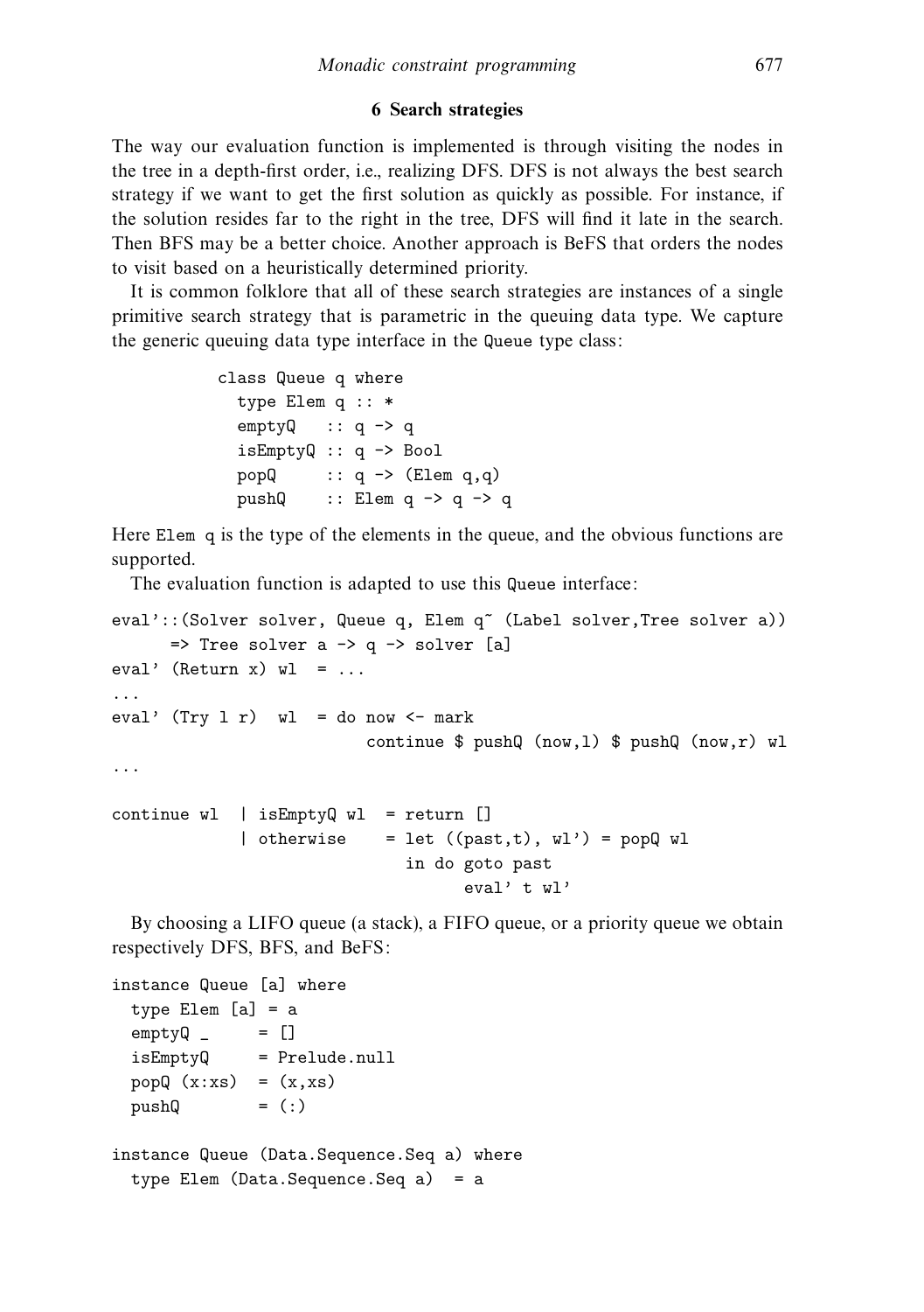## 6 Search strategies

The way our evaluation function is implemented is through visiting the nodes in the tree in a depth-first order, i.e., realizing DFS. DFS is not always the best search strategy if we want to get the first solution as quickly as possible. For instance, if the solution resides far to the right in the tree, DFS will find it late in the search. Then BFS may be a better choice. Another approach is BeFS that orders the nodes to visit based on a heuristically determined priority.

It is common folklore that all of these search strategies are instances of a single primitive search strategy that is parametric in the queuing data type. We capture the generic queuing data type interface in the `Queue` type class:

```
class Queue q where
  type Elem q :: *
  emptyQ   :: q -> q
  isEmptyQ :: q -> Bool
  popQ     :: q -> (Elem q,q)
  pushQ    :: Elem q -> q -> q
```

Here `Elem q` is the type of the elements in the queue, and the obvious functions are supported.

The evaluation function is adapted to use this `Queue` interface:

```
eval'::(Solver solver, Queue q, Elem q~ (Label solver,Tree solver a))
      => Tree solver a -> q -> solver [a]
eval' (Return x) wl  = ...
...
eval' (Try l r)  wl  = do now <- mark
                          continue $ pushQ (now,l) $ pushQ (now,r) wl
...

continue wl  | isEmptyQ wl  = return []
             | otherwise    = let ((past,t), wl') = popQ wl
                              in do goto past
                                    eval' t wl'
```

By choosing a LIFO queue (a stack), a FIFO queue, or a priority queue we obtain respectively DFS, BFS, and BeFS:

```
instance Queue [a] where
  type Elem [a] = a
  emptyQ _     = []
  isEmptyQ     = Prelude.null
  popQ (x:xs)  = (x,xs)
  pushQ        = (:)

instance Queue (Data.Sequence.Seq a) where
  type Elem (Data.Sequence.Seq a)  = a
```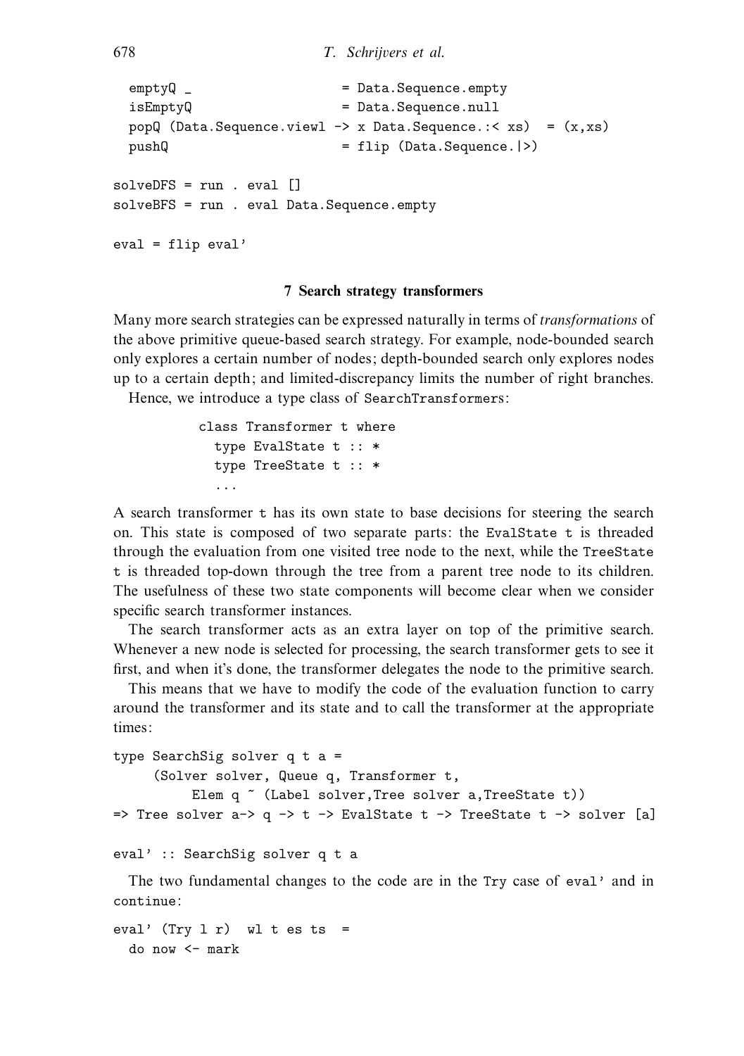```
  emptyQ _                    = Data.Sequence.empty
  isEmptyQ                    = Data.Sequence.null
  popQ (Data.Sequence.viewl -> x Data.Sequence.:< xs)  = (x,xs)
  pushQ                       = flip (Data.Sequence.|>)

solveDFS = run . eval []
solveBFS = run . eval Data.Sequence.empty

eval = flip eval'
```

## 7 Search strategy transformers

Many more search strategies can be expressed naturally in terms of *transformations* of the above primitive queue-based search strategy. For example, node-bounded search only explores a certain number of nodes; depth-bounded search only explores nodes up to a certain depth; and limited-discrepancy limits the number of right branches.

Hence, we introduce a type class of `SearchTransformers`:

```
class Transformer t where
  type EvalState t :: *
  type TreeState t :: *
  ...
```

A search transformer `t` has its own state to base decisions for steering the search on. This state is composed of two separate parts: the `EvalState t` is threaded through the evaluation from one visited tree node to the next, while the `TreeState t` is threaded top-down through the tree from a parent tree node to its children. The usefulness of these two state components will become clear when we consider specific search transformer instances.

The search transformer acts as an extra layer on top of the primitive search. Whenever a new node is selected for processing, the search transformer gets to see it first, and when it's done, the transformer delegates the node to the primitive search.

This means that we have to modify the code of the evaluation function to carry around the transformer and its state and to call the transformer at the appropriate times:

```
type SearchSig solver q t a =
     (Solver solver, Queue q, Transformer t,
          Elem q ~ (Label solver,Tree solver a,TreeState t))
=> Tree solver a-> q -> t -> EvalState t -> TreeState t -> solver [a]

eval' :: SearchSig solver q t a
```

The two fundamental changes to the code are in the `Try` case of `eval'` and in `continue`:

```
eval' (Try l r)  wl t es ts  =
  do now <- mark
```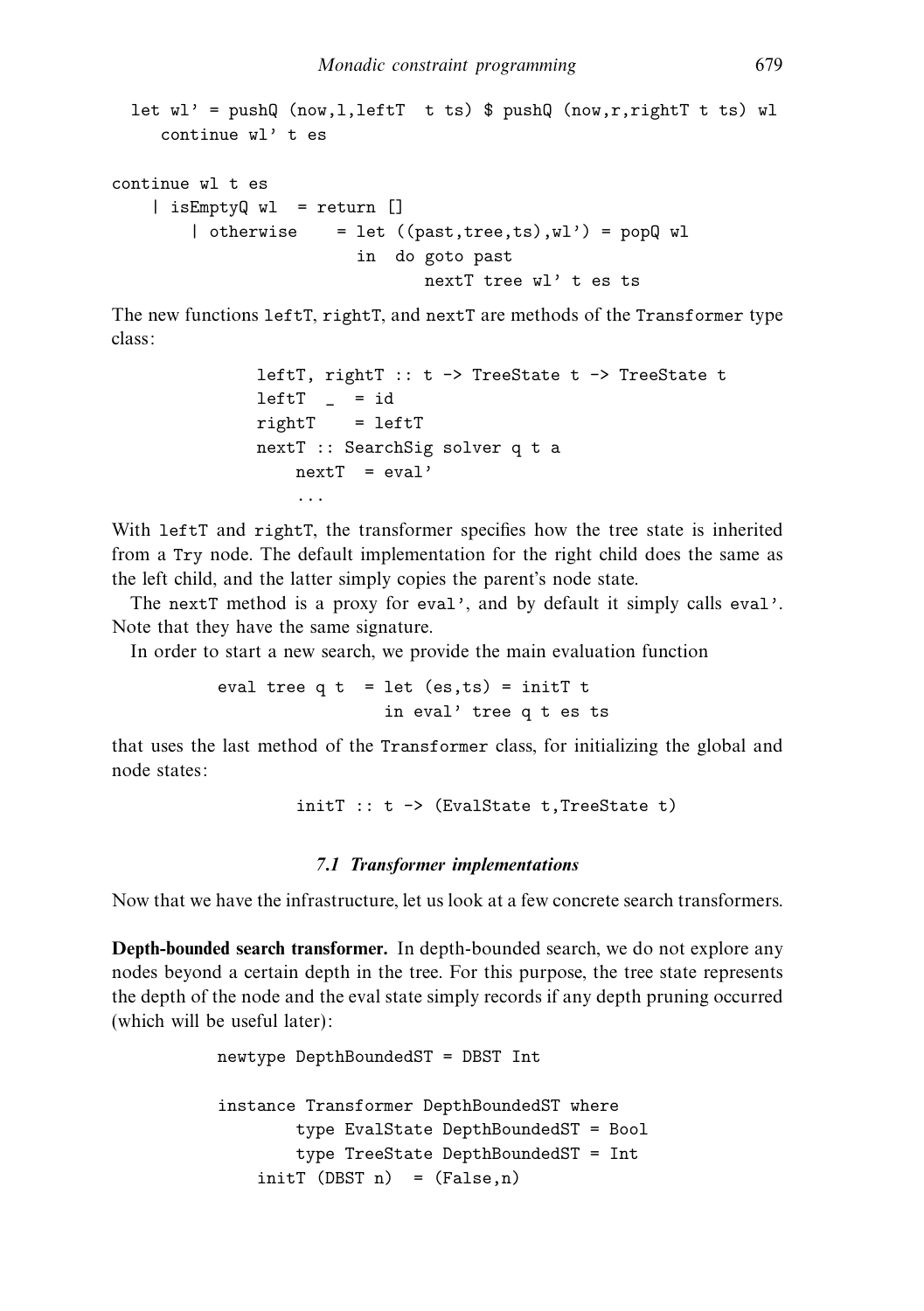```
  let wl' = pushQ (now,l,leftT  t ts) $ pushQ (now,r,rightT t ts) wl
     continue wl' t es

continue wl t es
    | isEmptyQ wl  = return []
       | otherwise    = let ((past,tree,ts),wl') = popQ wl
                        in  do goto past
                               nextT tree wl' t es ts
```

The new functions `leftT`, `rightT`, and `nextT` are methods of the `Transformer` type class:

```
leftT, rightT :: t -> TreeState t -> TreeState t
leftT  _  = id
rightT    = leftT
nextT :: SearchSig solver q t a
    nextT  = eval'
    ...
```

With `leftT` and `rightT`, the transformer specifies how the tree state is inherited from a `Try` node. The default implementation for the right child does the same as the left child, and the latter simply copies the parent's node state.

The `nextT` method is a proxy for `eval'`, and by default it simply calls `eval'`. Note that they have the same signature.

In order to start a new search, we provide the main evaluation function

```
eval tree q t  = let (es,ts) = initT t
                 in eval' tree q t es ts
```

that uses the last method of the `Transformer` class, for initializing the global and node states:

```
initT :: t -> (EvalState t,TreeState t)
```

### *7.1 Transformer implementations*

Now that we have the infrastructure, let us look at a few concrete search transformers.

**Depth-bounded search transformer.** In depth-bounded search, we do not explore any nodes beyond a certain depth in the tree. For this purpose, the tree state represents the depth of the node and the eval state simply records if any depth pruning occurred (which will be useful later):

```
newtype DepthBoundedST = DBST Int

instance Transformer DepthBoundedST where
        type EvalState DepthBoundedST = Bool
        type TreeState DepthBoundedST = Int
    initT (DBST n)  = (False,n)
```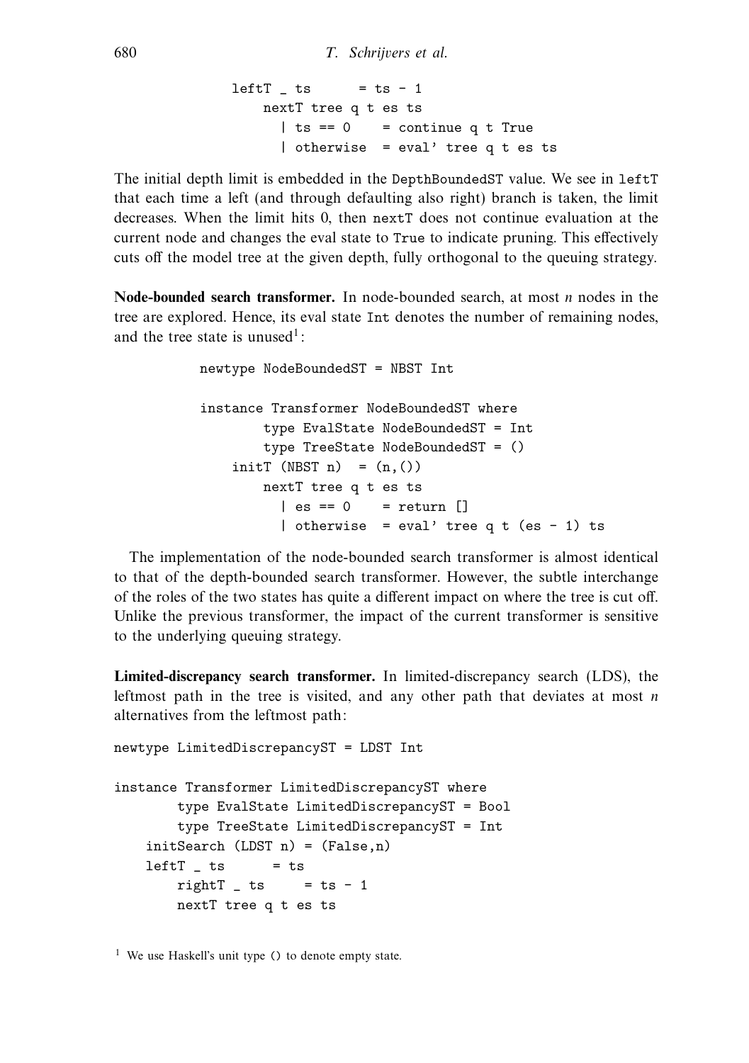```
             leftT _ ts       = ts - 1
                 nextT tree q t es ts
                   | ts == 0    = continue q t True
                   | otherwise  = eval' tree q t es ts
```

The initial depth limit is embedded in the DepthBoundedST value. We see in leftT that each time a left (and through defaulting also right) branch is taken, the limit decreases. When the limit hits 0, then nextT does not continue evaluation at the current node and changes the eval state to True to indicate pruning. This effectively cuts off the model tree at the given depth, fully orthogonal to the queuing strategy.

**Node-bounded search transformer.** In node-bounded search, at most *n* nodes in the tree are explored. Hence, its eval state Int denotes the number of remaining nodes, and the tree state is unused[1]:

```
newtype NodeBoundedST = NBST Int

instance Transformer NodeBoundedST where
        type EvalState NodeBoundedST = Int
        type TreeState NodeBoundedST = ()
    initT (NBST n)  = (n,())
        nextT tree q t es ts
          | es == 0    = return []
          | otherwise  = eval' tree q t (es - 1) ts
```

The implementation of the node-bounded search transformer is almost identical to that of the depth-bounded search transformer. However, the subtle interchange of the roles of the two states has quite a different impact on where the tree is cut off. Unlike the previous transformer, the impact of the current transformer is sensitive to the underlying queuing strategy.

**Limited-discrepancy search transformer.** In limited-discrepancy search (LDS), the leftmost path in the tree is visited, and any other path that deviates at most *n* alternatives from the leftmost path:

```
newtype LimitedDiscrepancyST = LDST Int

instance Transformer LimitedDiscrepancyST where
        type EvalState LimitedDiscrepancyST = Bool
        type TreeState LimitedDiscrepancyST = Int
    initSearch (LDST n) = (False,n)
    leftT _ ts      = ts
        rightT _ ts     = ts - 1
        nextT tree q t es ts
```

[1] We use Haskell's unit type () to denote empty state.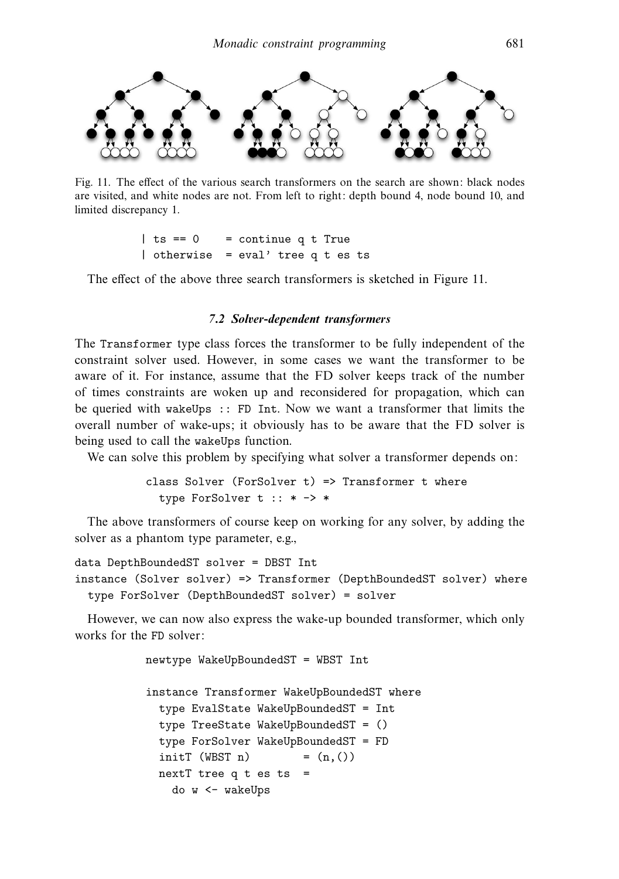Fig. 11. The effect of the various search transformers on the search are shown: black nodes are visited, and white nodes are not. From left to right: depth bound 4, node bound 10, and limited discrepancy 1.

```
  | ts == 0    = continue q t True
  | otherwise  = eval' tree q t es ts
```

The effect of the above three search transformers is sketched in Figure 11.

### *7.2 Solver-dependent transformers*

The `Transformer` type class forces the transformer to be fully independent of the constraint solver used. However, in some cases we want the transformer to be aware of it. For instance, assume that the FD solver keeps track of the number of times constraints are woken up and reconsidered for propagation, which can be queried with `wakeUps :: FD Int`. Now we want a transformer that limits the overall number of wake-ups; it obviously has to be aware that the FD solver is being used to call the `wakeUps` function.

We can solve this problem by specifying what solver a transformer depends on:

```
class Solver (ForSolver t) => Transformer t where
  type ForSolver t :: * -> *
```

The above transformers of course keep on working for any solver, by adding the solver as a phantom type parameter, e.g.,

```
data DepthBoundedST solver = DBST Int
instance (Solver solver) => Transformer (DepthBoundedST solver) where
  type ForSolver (DepthBoundedST solver) = solver
```

However, we can now also express the wake-up bounded transformer, which only works for the FD solver:

```
newtype WakeUpBoundedST = WBST Int

instance Transformer WakeUpBoundedST where
  type EvalState WakeUpBoundedST = Int
  type TreeState WakeUpBoundedST = ()
  type ForSolver WakeUpBoundedST = FD
  initT (WBST n)        = (n,())
  nextT tree q t es ts  =
    do w <- wakeUps
```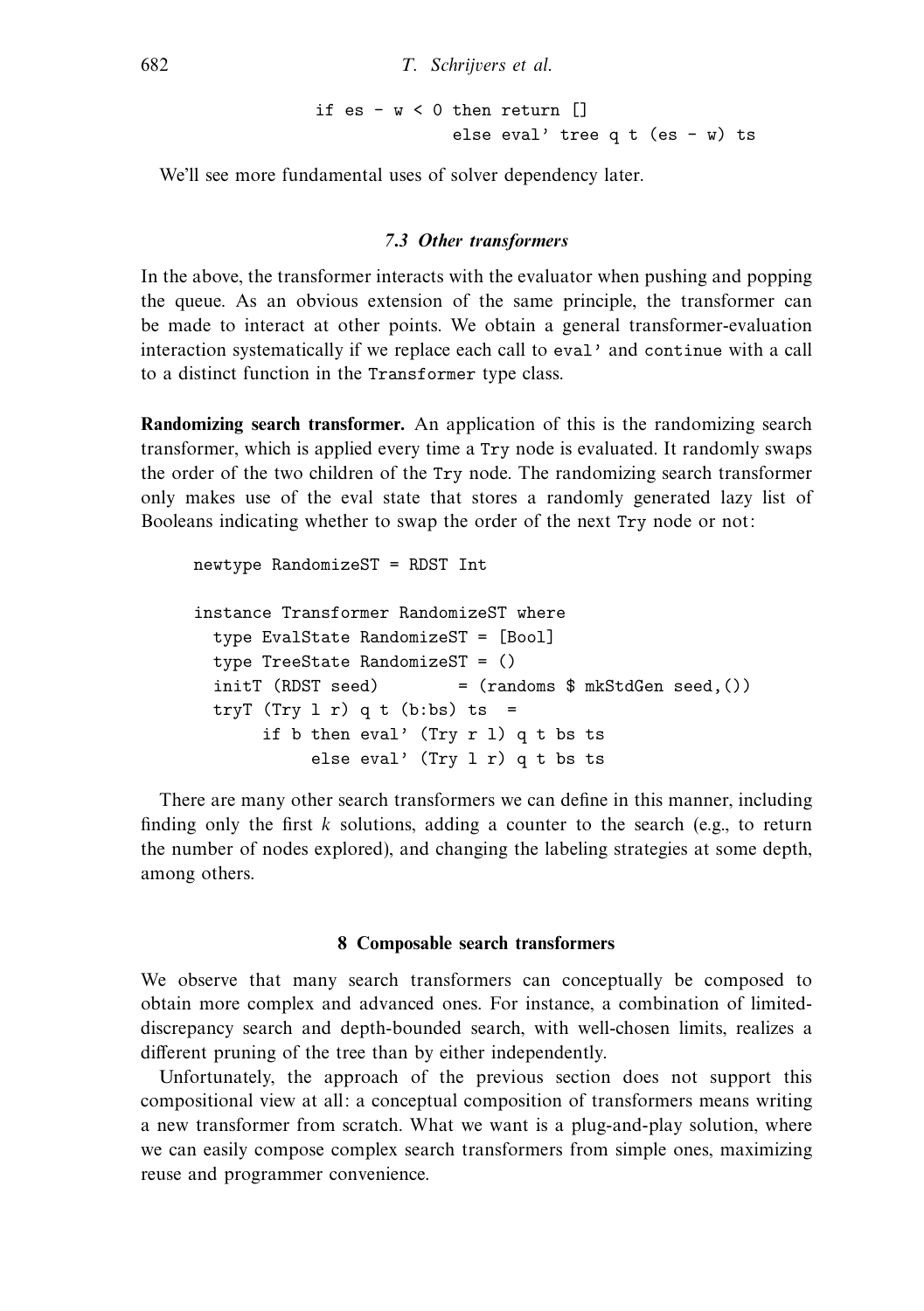```
                if es - w < 0 then return []
                              else eval' tree q t (es - w) ts
```

We'll see more fundamental uses of solver dependency later.

### 7.3 Other transformers

In the above, the transformer interacts with the evaluator when pushing and popping the queue. As an obvious extension of the same principle, the transformer can be made to interact at other points. We obtain a general transformer-evaluation interaction systematically if we replace each call to `eval'` and `continue` with a call to a distinct function in the `Transformer` type class.

**Randomizing search transformer.** An application of this is the randomizing search transformer, which is applied every time a `Try` node is evaluated. It randomly swaps the order of the two children of the `Try` node. The randomizing search transformer only makes use of the eval state that stores a randomly generated lazy list of Booleans indicating whether to swap the order of the next `Try` node or not:

```
newtype RandomizeST = RDST Int

instance Transformer RandomizeST where
  type EvalState RandomizeST = [Bool]
  type TreeState RandomizeST = ()
  initT (RDST seed)        = (randoms $ mkStdGen seed,())
  tryT (Try l r) q t (b:bs) ts  =
       if b then eval' (Try r l) q t bs ts
            else eval' (Try l r) q t bs ts
```

There are many other search transformers we can define in this manner, including finding only the first $k$ solutions, adding a counter to the search (e.g., to return the number of nodes explored), and changing the labeling strategies at some depth, among others.

## 8 Composable search transformers

We observe that many search transformers can conceptually be composed to obtain more complex and advanced ones. For instance, a combination of limited-discrepancy search and depth-bounded search, with well-chosen limits, realizes a different pruning of the tree than by either independently.

Unfortunately, the approach of the previous section does not support this compositional view at all: a conceptual composition of transformers means writing a new transformer from scratch. What we want is a plug-and-play solution, where we can easily compose complex search transformers from simple ones, maximizing reuse and programmer convenience.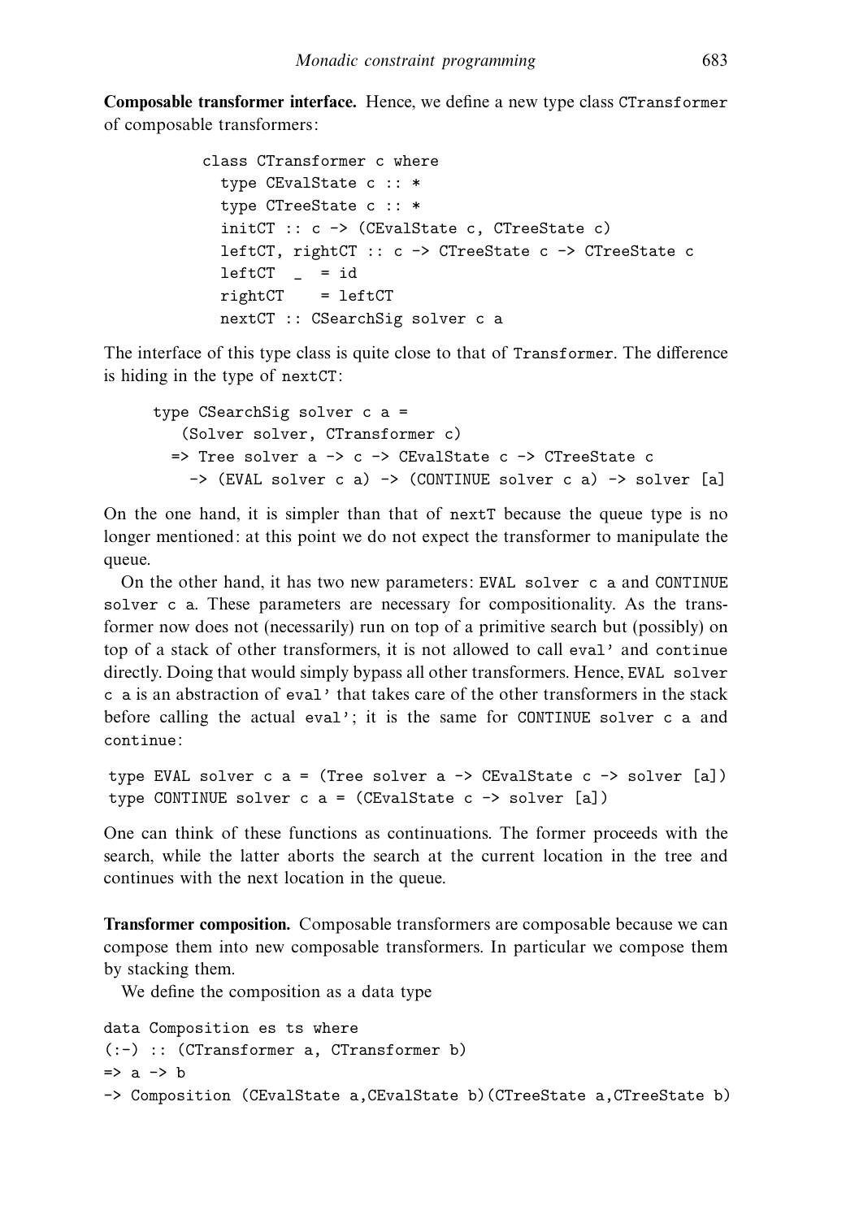**Composable transformer interface.** Hence, we define a new type class `CTransformer` of composable transformers:

```
class CTransformer c where
  type CEvalState c :: *
  type CTreeState c :: *
  initCT :: c -> (CEvalState c, CTreeState c)
  leftCT, rightCT :: c -> CTreeState c -> CTreeState c
  leftCT  _  = id
  rightCT    = leftCT
  nextCT :: CSearchSig solver c a
```

The interface of this type class is quite close to that of `Transformer`. The difference is hiding in the type of `nextCT`:

```
type CSearchSig solver c a =
   (Solver solver, CTransformer c)
  => Tree solver a -> c -> CEvalState c -> CTreeState c
    -> (EVAL solver c a) -> (CONTINUE solver c a) -> solver [a]
```

On the one hand, it is simpler than that of `nextT` because the queue type is no longer mentioned: at this point we do not expect the transformer to manipulate the queue.

On the other hand, it has two new parameters: `EVAL solver c a` and `CONTINUE solver c a`. These parameters are necessary for compositionality. As the transformer now does not (necessarily) run on top of a primitive search but (possibly) on top of a stack of other transformers, it is not allowed to call `eval'` and `continue` directly. Doing that would simply bypass all other transformers. Hence, `EVAL solver c a` is an abstraction of `eval'` that takes care of the other transformers in the stack before calling the actual `eval'`; it is the same for `CONTINUE solver c a` and `continue`:

```
type EVAL solver c a = (Tree solver a -> CEvalState c -> solver [a])
type CONTINUE solver c a = (CEvalState c -> solver [a])
```

One can think of these functions as continuations. The former proceeds with the search, while the latter aborts the search at the current location in the tree and continues with the next location in the queue.

**Transformer composition.** Composable transformers are composable because we can compose them into new composable transformers. In particular we compose them by stacking them.

We define the composition as a data type

```
data Composition es ts where
(:-) :: (CTransformer a, CTransformer b)
=> a -> b
-> Composition (CEvalState a,CEvalState b)(CTreeState a,CTreeState b)
```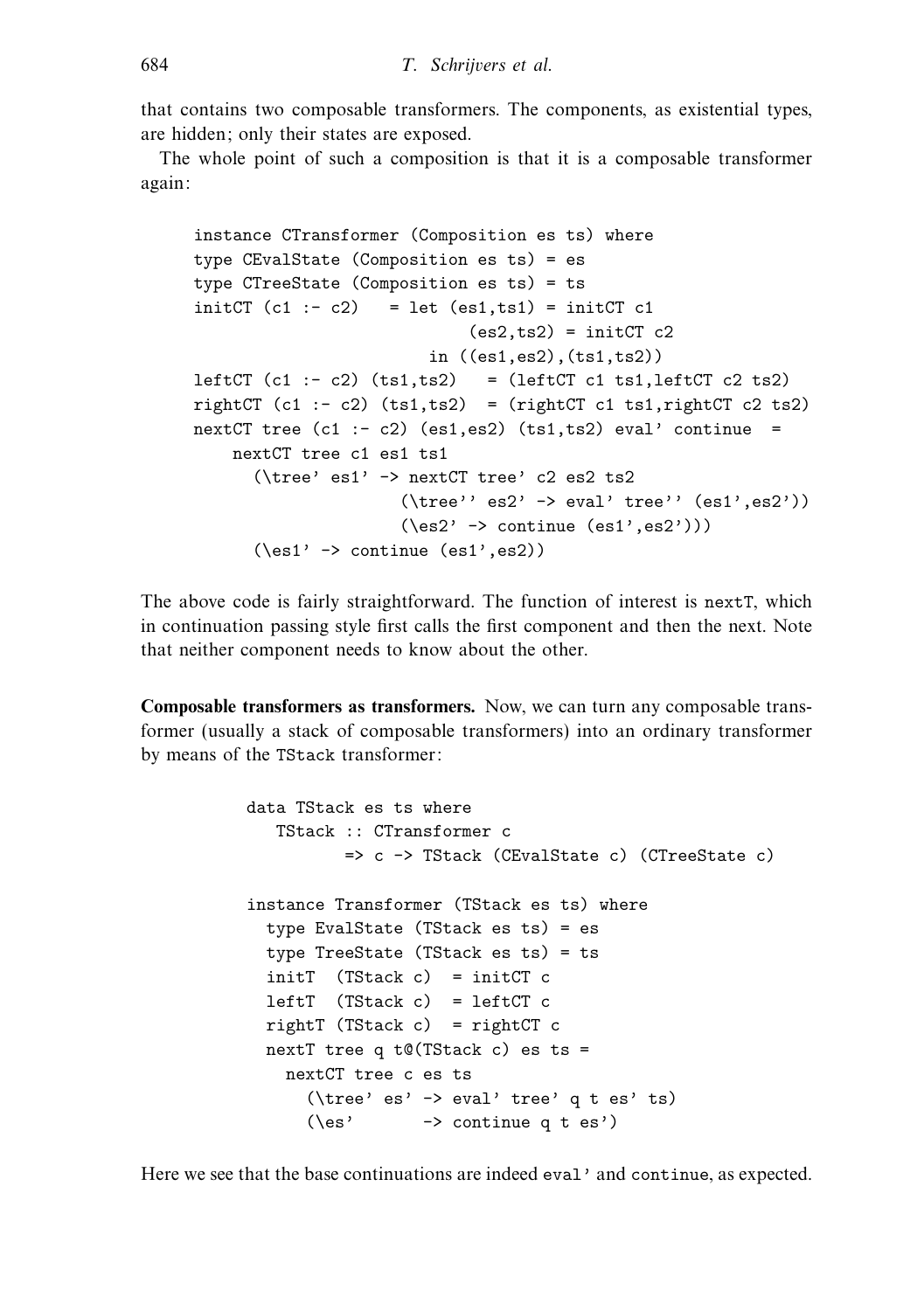that contains two composable transformers. The components, as existential types, are hidden; only their states are exposed.

The whole point of such a composition is that it is a composable transformer again:

```
instance CTransformer (Composition es ts) where
type CEvalState (Composition es ts) = es
type CTreeState (Composition es ts) = ts
initCT (c1 :- c2)   = let (es1,ts1) = initCT c1
                           (es2,ts2) = initCT c2
                       in ((es1,es2),(ts1,ts2))
leftCT (c1 :- c2) (ts1,ts2)   = (leftCT c1 ts1,leftCT c2 ts2)
rightCT (c1 :- c2) (ts1,ts2)  = (rightCT c1 ts1,rightCT c2 ts2)
nextCT tree (c1 :- c2) (es1,es2) (ts1,ts2) eval' continue  =
    nextCT tree c1 es1 ts1
      (\tree' es1' -> nextCT tree' c2 es2 ts2
                      (\tree'' es2' -> eval' tree'' (es1',es2'))
                      (\es2' -> continue (es1',es2')))
      (\es1' -> continue (es1',es2))
```

The above code is fairly straightforward. The function of interest is `nextT`, which in continuation passing style first calls the first component and then the next. Note that neither component needs to know about the other.

**Composable transformers as transformers.** Now, we can turn any composable transformer (usually a stack of composable transformers) into an ordinary transformer by means of the `TStack` transformer:

```
data TStack es ts where
   TStack :: CTransformer c
          => c -> TStack (CEvalState c) (CTreeState c)

instance Transformer (TStack es ts) where
  type EvalState (TStack es ts) = es
  type TreeState (TStack es ts) = ts
  initT  (TStack c)  = initCT c
  leftT  (TStack c)  = leftCT c
  rightT (TStack c)  = rightCT c
  nextT tree q t@(TStack c) es ts =
    nextCT tree c es ts
      (\tree' es' -> eval' tree' q t es' ts)
      (\es'       -> continue q t es')
```

Here we see that the base continuations are indeed `eval'` and `continue`, as expected.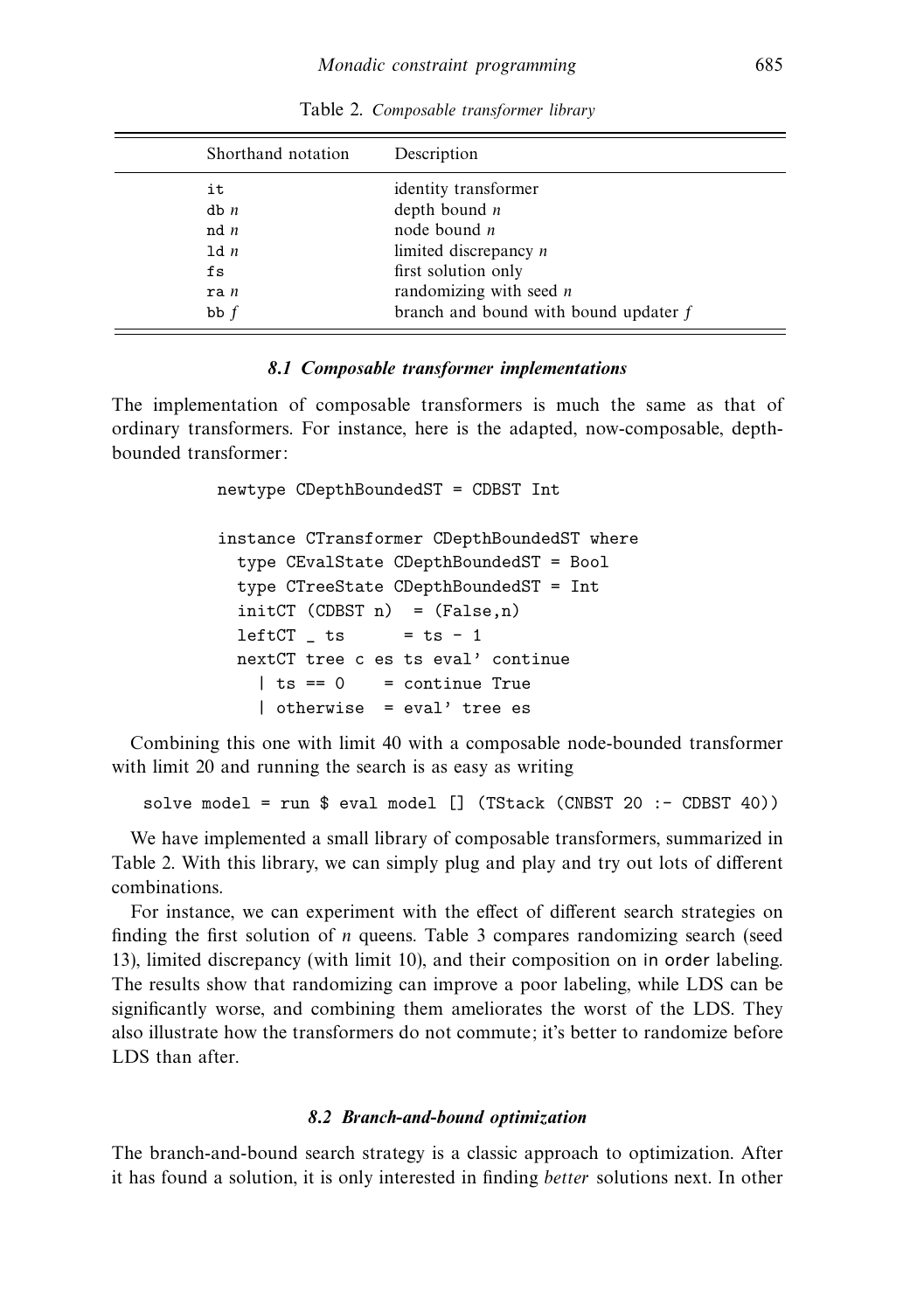Table 2. *Composable transformer library*

| Shorthand notation | Description |
|---|---|
| `it` | identity transformer |
| `db` *n* | depth bound *n* |
| `nd` *n* | node bound *n* |
| `ld` *n* | limited discrepancy *n* |
| `fs` | first solution only |
| `ra` *n* | randomizing with seed *n* |
| `bb` *f* | branch and bound with bound updater *f* |

### *8.1 Composable transformer implementations*

The implementation of composable transformers is much the same as that of ordinary transformers. For instance, here is the adapted, now-composable, depth-bounded transformer:

```
newtype CDepthBoundedST = CDBST Int

instance CTransformer CDepthBoundedST where
  type CEvalState CDepthBoundedST = Bool
  type CTreeState CDepthBoundedST = Int
  initCT (CDBST n)  = (False,n)
  leftCT _ ts       = ts - 1
  nextCT tree c es ts eval' continue
    | ts == 0     = continue True
    | otherwise   = eval' tree es
```

Combining this one with limit 40 with a composable node-bounded transformer with limit 20 and running the search is as easy as writing

```
solve model = run $ eval model [] (TStack (CNBST 20 :- CDBST 40))
```

We have implemented a small library of composable transformers, summarized in Table 2. With this library, we can simply plug and play and try out lots of different combinations.

For instance, we can experiment with the effect of different search strategies on finding the first solution of *n* queens. Table 3 compares randomizing search (seed 13), limited discrepancy (with limit 10), and their composition on `in order` labeling. The results show that randomizing can improve a poor labeling, while LDS can be significantly worse, and combining them ameliorates the worst of the LDS. They also illustrate how the transformers do not commute; it's better to randomize before LDS than after.

### *8.2 Branch-and-bound optimization*

The branch-and-bound search strategy is a classic approach to optimization. After it has found a solution, it is only interested in finding *better* solutions next. In other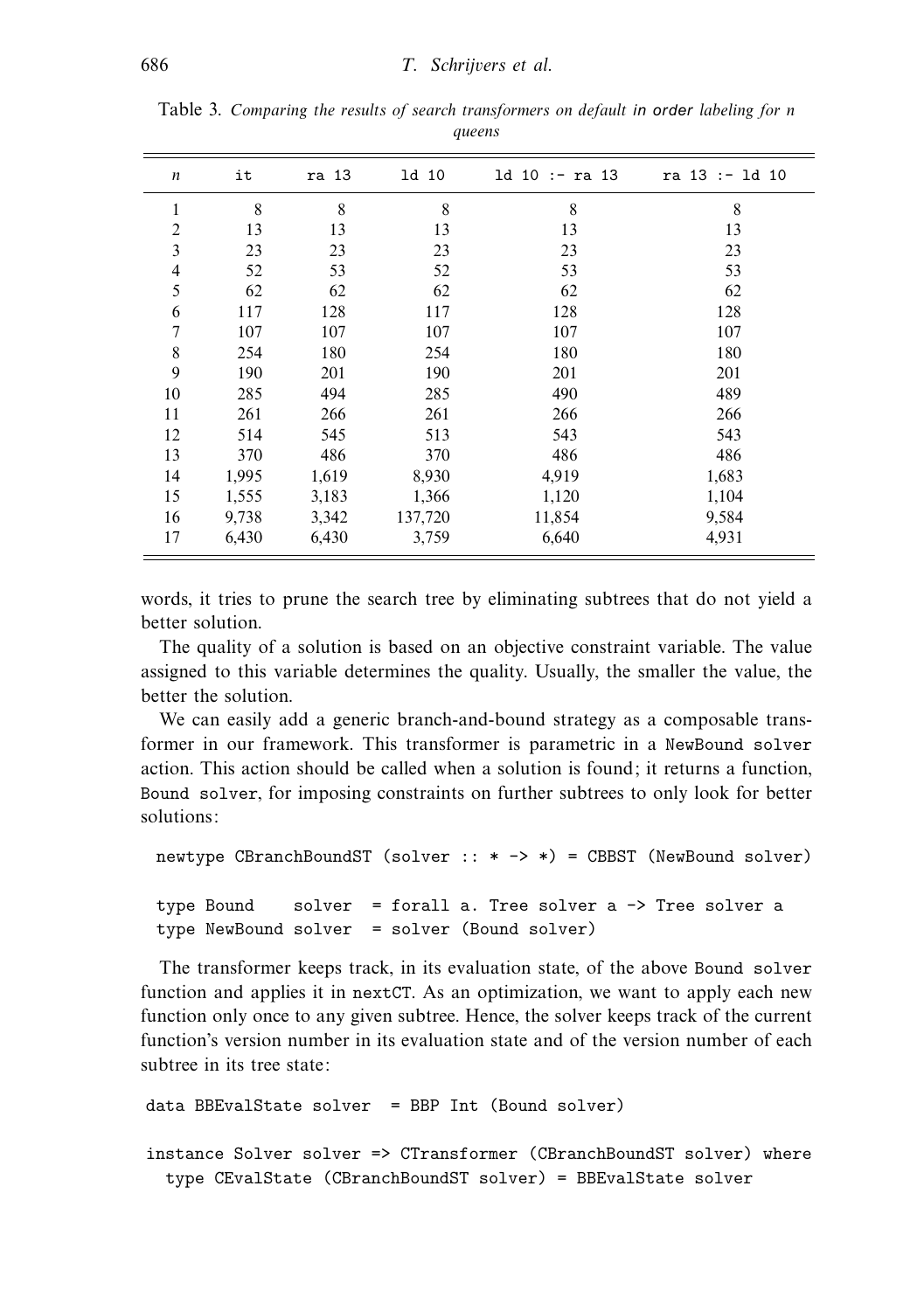Table 3. *Comparing the results of search transformers on default* in order *labeling for n queens*

| $n$ | it | ra 13 | ld 10 | ld 10 :- ra 13 | ra 13 :- ld 10 |
|---|---|---|---|---|---|
| 1 | 8 | 8 | 8 | 8 | 8 |
| 2 | 13 | 13 | 13 | 13 | 13 |
| 3 | 23 | 23 | 23 | 23 | 23 |
| 4 | 52 | 53 | 52 | 53 | 53 |
| 5 | 62 | 62 | 62 | 62 | 62 |
| 6 | 117 | 128 | 117 | 128 | 128 |
| 7 | 107 | 107 | 107 | 107 | 107 |
| 8 | 254 | 180 | 254 | 180 | 180 |
| 9 | 190 | 201 | 190 | 201 | 201 |
| 10 | 285 | 494 | 285 | 490 | 489 |
| 11 | 261 | 266 | 261 | 266 | 266 |
| 12 | 514 | 545 | 513 | 543 | 543 |
| 13 | 370 | 486 | 370 | 486 | 486 |
| 14 | 1,995 | 1,619 | 8,930 | 4,919 | 1,683 |
| 15 | 1,555 | 3,183 | 1,366 | 1,120 | 1,104 |
| 16 | 9,738 | 3,342 | 137,720 | 11,854 | 9,584 |
| 17 | 6,430 | 6,430 | 3,759 | 6,640 | 4,931 |

words, it tries to prune the search tree by eliminating subtrees that do not yield a better solution.

The quality of a solution is based on an objective constraint variable. The value assigned to this variable determines the quality. Usually, the smaller the value, the better the solution.

We can easily add a generic branch-and-bound strategy as a composable transformer in our framework. This transformer is parametric in a `NewBound solver` action. This action should be called when a solution is found; it returns a function, `Bound solver`, for imposing constraints on further subtrees to only look for better solutions:

```
newtype CBranchBoundST (solver :: * -> *) = CBBST (NewBound solver)

type Bound    solver  = forall a. Tree solver a -> Tree solver a
type NewBound solver  = solver (Bound solver)
```

The transformer keeps track, in its evaluation state, of the above `Bound solver` function and applies it in `nextCT`. As an optimization, we want to apply each new function only once to any given subtree. Hence, the solver keeps track of the current function's version number in its evaluation state and of the version number of each subtree in its tree state:

```
data BBEvalState solver  = BBP Int (Bound solver)

instance Solver solver => CTransformer (CBranchBoundST solver) where
  type CEvalState (CBranchBoundST solver) = BBEvalState solver
```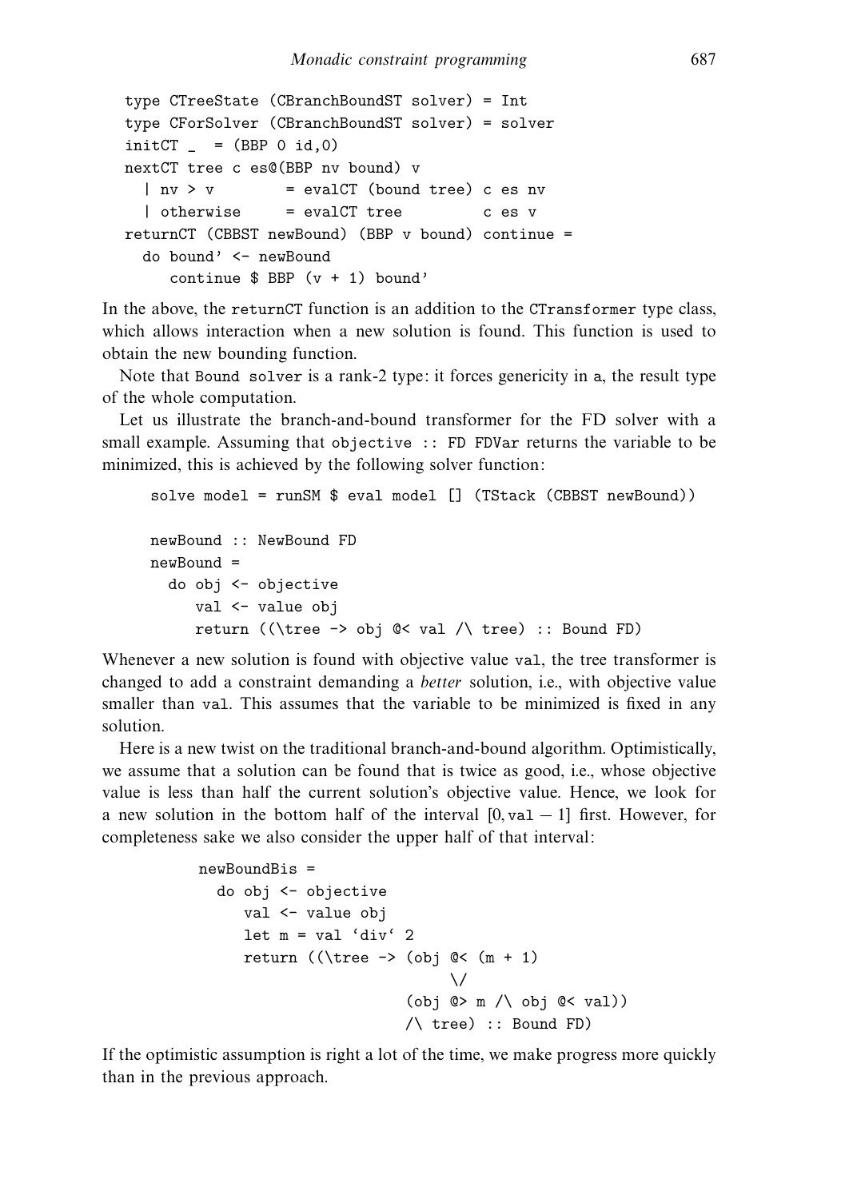```
type CTreeState (CBranchBoundST solver) = Int
type CForSolver (CBranchBoundST solver) = solver
initCT _  = (BBP 0 id,0)
nextCT tree c es@(BBP nv bound) v
  | nv > v        = evalCT (bound tree) c es nv
  | otherwise     = evalCT tree         c es v
returnCT (CBBST newBound) (BBP v bound) continue =
  do bound' <- newBound
     continue $ BBP (v + 1) bound'
```

In the above, the `returnCT` function is an addition to the `CTransformer` type class, which allows interaction when a new solution is found. This function is used to obtain the new bounding function.

Note that `Bound solver` is a rank-2 type: it forces genericity in `a`, the result type of the whole computation.

Let us illustrate the branch-and-bound transformer for the FD solver with a small example. Assuming that `objective :: FD FDVar` returns the variable to be minimized, this is achieved by the following solver function:

```
solve model = runSM $ eval model [] (TStack (CBBST newBound))

newBound :: NewBound FD
newBound =
  do obj <- objective
     val <- value obj
     return ((\tree -> obj @< val /\ tree) :: Bound FD)
```

Whenever a new solution is found with objective value `val`, the tree transformer is changed to add a constraint demanding a *better* solution, i.e., with objective value smaller than `val`. This assumes that the variable to be minimized is fixed in any solution.

Here is a new twist on the traditional branch-and-bound algorithm. Optimistically, we assume that a solution can be found that is twice as good, i.e., whose objective value is less than half the current solution's objective value. Hence, we look for a new solution in the bottom half of the interval $[0, \texttt{val} - 1]$ first. However, for completeness sake we also consider the upper half of that interval:

```
newBoundBis =
  do obj <- objective
     val <- value obj
     let m = val `div` 2
     return ((\tree -> (obj @< (m + 1)
                          \/
                        (obj @> m /\ obj @< val))
                        /\ tree) :: Bound FD)
```

If the optimistic assumption is right a lot of the time, we make progress more quickly than in the previous approach.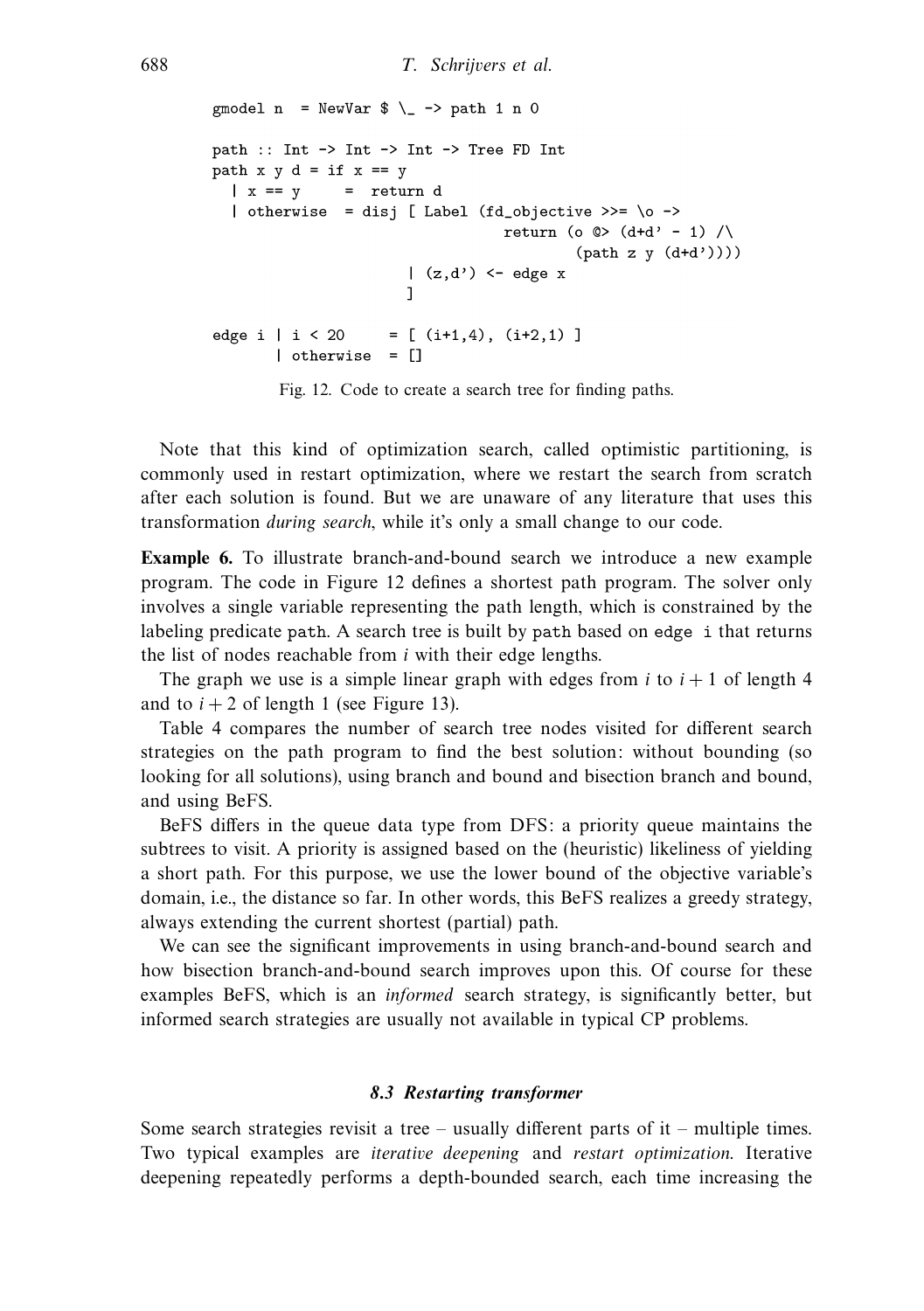```
gmodel n  = NewVar $ \_ -> path 1 n 0

path :: Int -> Int -> Int -> Tree FD Int
path x y d = if x == y
  | x == y     =  return d
  | otherwise  = disj [ Label (fd_objective >>= \o ->
                                   return (o @> (d+d' - 1) /\
                                           (path z y (d+d'))))
                      | (z,d') <- edge x
                      ]

edge i | i < 20     = [ (i+1,4), (i+2,1) ]
       | otherwise  = []
```

Fig. 12. Code to create a search tree for finding paths.

Note that this kind of optimization search, called optimistic partitioning, is commonly used in restart optimization, where we restart the search from scratch after each solution is found. But we are unaware of any literature that uses this transformation *during search*, while it's only a small change to our code.

**Example 6.** To illustrate branch-and-bound search we introduce a new example program. The code in Figure 12 defines a shortest path program. The solver only involves a single variable representing the path length, which is constrained by the labeling predicate path. A search tree is built by path based on edge i that returns the list of nodes reachable from $i$ with their edge lengths.

The graph we use is a simple linear graph with edges from $i$ to $i+1$ of length 4 and to $i+2$ of length 1 (see Figure 13).

Table 4 compares the number of search tree nodes visited for different search strategies on the path program to find the best solution: without bounding (so looking for all solutions), using branch and bound and bisection branch and bound, and using BeFS.

BeFS differs in the queue data type from DFS: a priority queue maintains the subtrees to visit. A priority is assigned based on the (heuristic) likeliness of yielding a short path. For this purpose, we use the lower bound of the objective variable's domain, i.e., the distance so far. In other words, this BeFS realizes a greedy strategy, always extending the current shortest (partial) path.

We can see the significant improvements in using branch-and-bound search and how bisection branch-and-bound search improves upon this. Of course for these examples BeFS, which is an *informed* search strategy, is significantly better, but informed search strategies are usually not available in typical CP problems.

### 8.3 Restarting transformer

Some search strategies revisit a tree – usually different parts of it – multiple times. Two typical examples are *iterative deepening* and *restart optimization*. Iterative deepening repeatedly performs a depth-bounded search, each time increasing the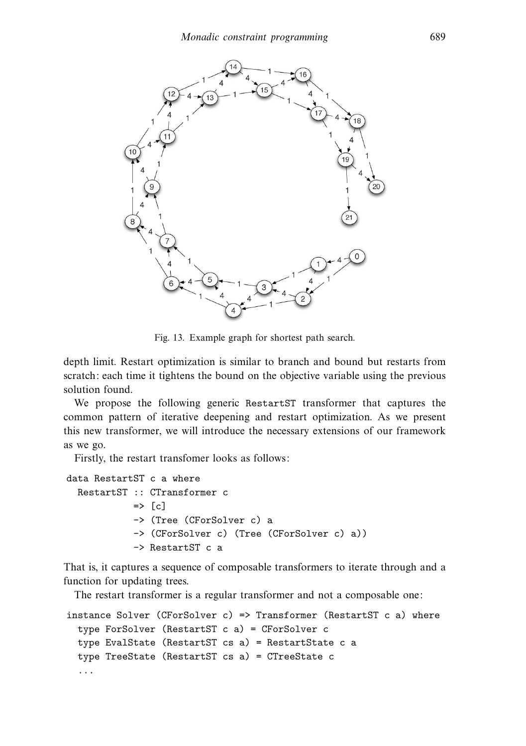Fig. 13. Example graph for shortest path search.

depth limit. Restart optimization is similar to branch and bound but restarts from scratch: each time it tightens the bound on the objective variable using the previous solution found.

We propose the following generic RestartST transformer that captures the common pattern of iterative deepening and restart optimization. As we present this new transformer, we will introduce the necessary extensions of our framework as we go.

Firstly, the restart transfomer looks as follows:

```
data RestartST c a where
  RestartST :: CTransformer c
            => [c]
            -> (Tree (CForSolver c) a
            -> (CForSolver c) (Tree (CForSolver c) a))
            -> RestartST c a
```

That is, it captures a sequence of composable transformers to iterate through and a function for updating trees.

The restart transformer is a regular transformer and not a composable one:

```
instance Solver (CForSolver c) => Transformer (RestartST c a) where
  type ForSolver (RestartST c a) = CForSolver c
  type EvalState (RestartST cs a) = RestartState c a
  type TreeState (RestartST cs a) = CTreeState c
  ...
```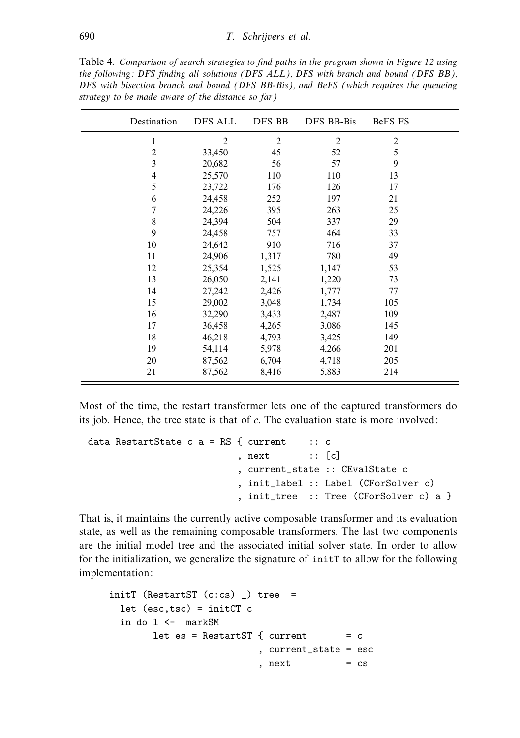Table 4. *Comparison of search strategies to find paths in the program shown in Figure 12 using the following: DFS finding all solutions (DFS ALL), DFS with branch and bound (DFS BB), DFS with bisection branch and bound (DFS BB-Bis), and BeFS (which requires the queueing strategy to be made aware of the distance so far)*

| Destination | DFS ALL | DFS BB | DFS BB-Bis | BeFS FS |
|---|---|---|---|---|
| 1 | 2 | 2 | 2 | 2 |
| 2 | 33,450 | 45 | 52 | 5 |
| 3 | 20,682 | 56 | 57 | 9 |
| 4 | 25,570 | 110 | 110 | 13 |
| 5 | 23,722 | 176 | 126 | 17 |
| 6 | 24,458 | 252 | 197 | 21 |
| 7 | 24,226 | 395 | 263 | 25 |
| 8 | 24,394 | 504 | 337 | 29 |
| 9 | 24,458 | 757 | 464 | 33 |
| 10 | 24,642 | 910 | 716 | 37 |
| 11 | 24,906 | 1,317 | 780 | 49 |
| 12 | 25,354 | 1,525 | 1,147 | 53 |
| 13 | 26,050 | 2,141 | 1,220 | 73 |
| 14 | 27,242 | 2,426 | 1,777 | 77 |
| 15 | 29,002 | 3,048 | 1,734 | 105 |
| 16 | 32,290 | 3,433 | 2,487 | 109 |
| 17 | 36,458 | 4,265 | 3,086 | 145 |
| 18 | 46,218 | 4,793 | 3,425 | 149 |
| 19 | 54,114 | 5,978 | 4,266 | 201 |
| 20 | 87,562 | 6,704 | 4,718 | 205 |
| 21 | 87,562 | 8,416 | 5,883 | 214 |

Most of the time, the restart transformer lets one of the captured transformers do its job. Hence, the tree state is that of $c$. The evaluation state is more involved:

```
data RestartState c a = RS { current    :: c
                           , next       :: [c]
                           , current_state :: CEvalState c
                           , init_label :: Label (CForSolver c)
                           , init_tree  :: Tree (CForSolver c) a }
```

That is, it maintains the currently active composable transformer and its evaluation state, as well as the remaining composable transformers. The last two components are the initial model tree and the associated initial solver state. In order to allow for the initialization, we generalize the signature of `initT` to allow for the following implementation:

```
initT (RestartST (c:cs) _) tree  =
  let (esc,tsc) = initCT c
  in do l <-  markSM
        let es = RestartST { current       = c
                           , current_state = esc
                           , next          = cs
```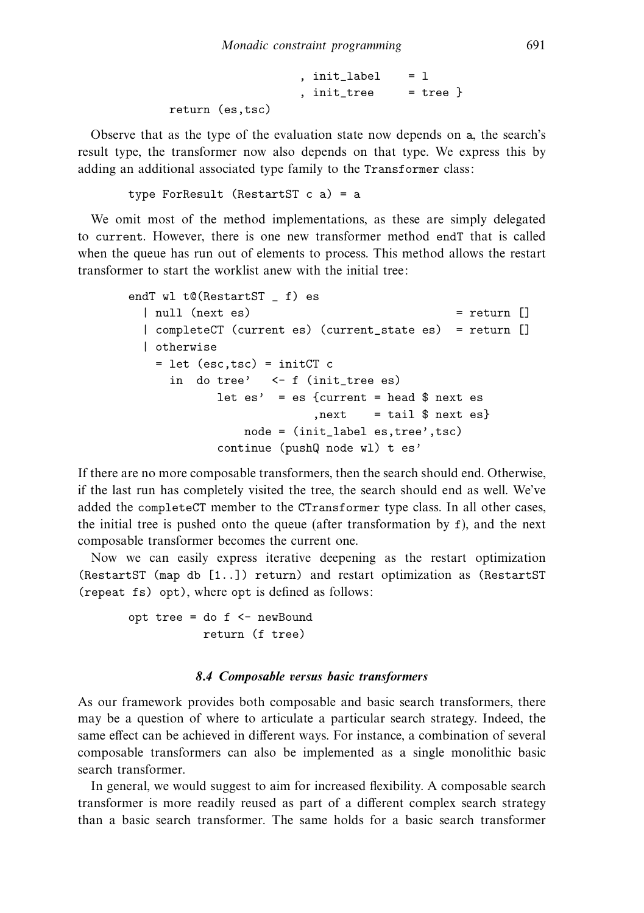```
                          , init_label    = l
                          , init_tree     = tree }
        return (es,tsc)
```

Observe that as the type of the evaluation state now depends on a, the search's result type, the transformer now also depends on that type. We express this by adding an additional associated type family to the `Transformer` class:

```
type ForResult (RestartST c a) = a
```

We omit most of the method implementations, as these are simply delegated to `current`. However, there is one new transformer method `endT` that is called when the queue has run out of elements to process. This method allows the restart transformer to start the worklist anew with the initial tree:

```
endT wl t@(RestartST _ f) es
  | null (next es)                              = return []
  | completeCT (current es) (current_state es)  = return []
  | otherwise
    = let (esc,tsc) = initCT c
      in  do tree'   <- f (init_tree es)
             let es'  = es {current = head $ next es
                           ,next    = tail $ next es}
                 node = (init_label es,tree',tsc)
             continue (pushQ node wl) t es'
```

If there are no more composable transformers, then the search should end. Otherwise, if the last run has completely visited the tree, the search should end as well. We've added the `completeCT` member to the `CTransformer` type class. In all other cases, the initial tree is pushed onto the queue (after transformation by f), and the next composable transformer becomes the current one.

Now we can easily express iterative deepening as the restart optimization (`RestartST (map db [1..]) return`) and restart optimization as (`RestartST (repeat fs) opt`), where opt is defined as follows:

```
opt tree = do f <- newBound
              return (f tree)
```

### 8.4 Composable versus basic transformers

As our framework provides both composable and basic search transformers, there may be a question of where to articulate a particular search strategy. Indeed, the same effect can be achieved in different ways. For instance, a combination of several composable transformers can also be implemented as a single monolithic basic search transformer.

In general, we would suggest to aim for increased flexibility. A composable search transformer is more readily reused as part of a different complex search strategy than a basic search transformer. The same holds for a basic search transformer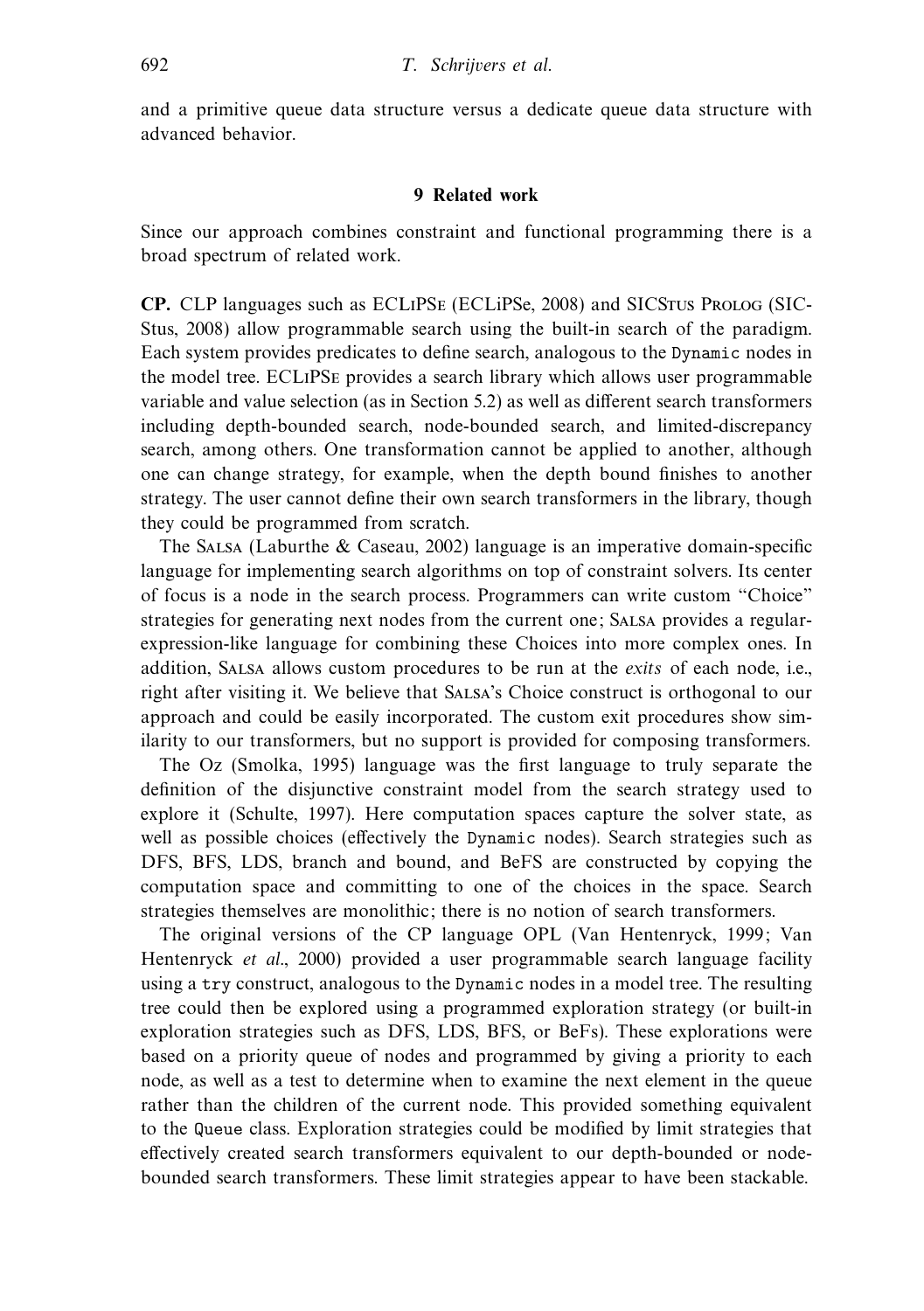and a primitive queue data structure versus a dedicate queue data structure with advanced behavior.

## 9 Related work

Since our approach combines constraint and functional programming there is a broad spectrum of related work.

**CP.** CLP languages such as ECLiPSe (ECLiPSe, 2008) and SICStus Prolog (SICStus, 2008) allow programmable search using the built-in search of the paradigm. Each system provides predicates to define search, analogous to the `Dynamic` nodes in the model tree. ECLiPSe provides a search library which allows user programmable variable and value selection (as in Section 5.2) as well as different search transformers including depth-bounded search, node-bounded search, and limited-discrepancy search, among others. One transformation cannot be applied to another, although one can change strategy, for example, when the depth bound finishes to another strategy. The user cannot define their own search transformers in the library, though they could be programmed from scratch.

The Salsa (Laburthe & Caseau, 2002) language is an imperative domain-specific language for implementing search algorithms on top of constraint solvers. Its center of focus is a node in the search process. Programmers can write custom "Choice" strategies for generating next nodes from the current one; Salsa provides a regular-expression-like language for combining these Choices into more complex ones. In addition, Salsa allows custom procedures to be run at the *exits* of each node, i.e., right after visiting it. We believe that Salsa's Choice construct is orthogonal to our approach and could be easily incorporated. The custom exit procedures show similarity to our transformers, but no support is provided for composing transformers.

The Oz (Smolka, 1995) language was the first language to truly separate the definition of the disjunctive constraint model from the search strategy used to explore it (Schulte, 1997). Here computation spaces capture the solver state, as well as possible choices (effectively the `Dynamic` nodes). Search strategies such as DFS, BFS, LDS, branch and bound, and BeFS are constructed by copying the computation space and committing to one of the choices in the space. Search strategies themselves are monolithic; there is no notion of search transformers.

The original versions of the CP language OPL (Van Hentenryck, 1999; Van Hentenryck *et al.*, 2000) provided a user programmable search language facility using a `try` construct, analogous to the `Dynamic` nodes in a model tree. The resulting tree could then be explored using a programmed exploration strategy (or built-in exploration strategies such as DFS, LDS, BFS, or BeFs). These explorations were based on a priority queue of nodes and programmed by giving a priority to each node, as well as a test to determine when to examine the next element in the queue rather than the children of the current node. This provided something equivalent to the `Queue` class. Exploration strategies could be modified by limit strategies that effectively created search transformers equivalent to our depth-bounded or node-bounded search transformers. These limit strategies appear to have been stackable.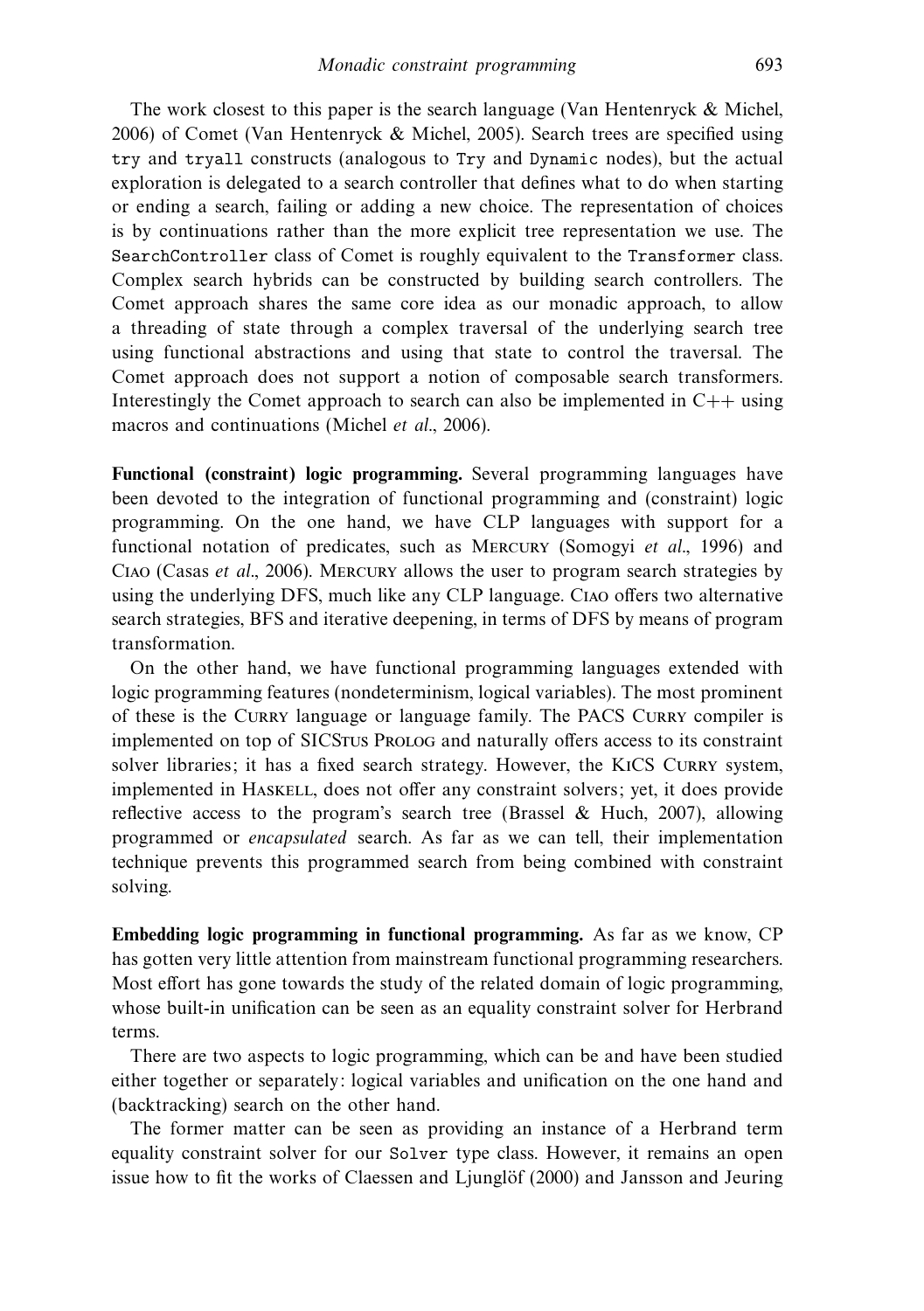The work closest to this paper is the search language (Van Hentenryck & Michel, 2006) of Comet (Van Hentenryck & Michel, 2005). Search trees are specified using `try` and `tryall` constructs (analogous to `Try` and `Dynamic` nodes), but the actual exploration is delegated to a search controller that defines what to do when starting or ending a search, failing or adding a new choice. The representation of choices is by continuations rather than the more explicit tree representation we use. The `SearchController` class of Comet is roughly equivalent to the `Transformer` class. Complex search hybrids can be constructed by building search controllers. The Comet approach shares the same core idea as our monadic approach, to allow a threading of state through a complex traversal of the underlying search tree using functional abstractions and using that state to control the traversal. The Comet approach does not support a notion of composable search transformers. Interestingly the Comet approach to search can also be implemented in C++ using macros and continuations (Michel *et al.*, 2006).

**Functional (constraint) logic programming.** Several programming languages have been devoted to the integration of functional programming and (constraint) logic programming. On the one hand, we have CLP languages with support for a functional notation of predicates, such as Mercury (Somogyi *et al.*, 1996) and Ciao (Casas *et al.*, 2006). Mercury allows the user to program search strategies by using the underlying DFS, much like any CLP language. Ciao offers two alternative search strategies, BFS and iterative deepening, in terms of DFS by means of program transformation.

On the other hand, we have functional programming languages extended with logic programming features (nondeterminism, logical variables). The most prominent of these is the Curry language or language family. The PACS Curry compiler is implemented on top of SICStus Prolog and naturally offers access to its constraint solver libraries; it has a fixed search strategy. However, the KiCS Curry system, implemented in Haskell, does not offer any constraint solvers; yet, it does provide reflective access to the program's search tree (Brassel & Huch, 2007), allowing programmed or *encapsulated* search. As far as we can tell, their implementation technique prevents this programmed search from being combined with constraint solving.

**Embedding logic programming in functional programming.** As far as we know, CP has gotten very little attention from mainstream functional programming researchers. Most effort has gone towards the study of the related domain of logic programming, whose built-in unification can be seen as an equality constraint solver for Herbrand terms.

There are two aspects to logic programming, which can be and have been studied either together or separately: logical variables and unification on the one hand and (backtracking) search on the other hand.

The former matter can be seen as providing an instance of a Herbrand term equality constraint solver for our `Solver` type class. However, it remains an open issue how to fit the works of Claessen and Ljunglöf (2000) and Jansson and Jeuring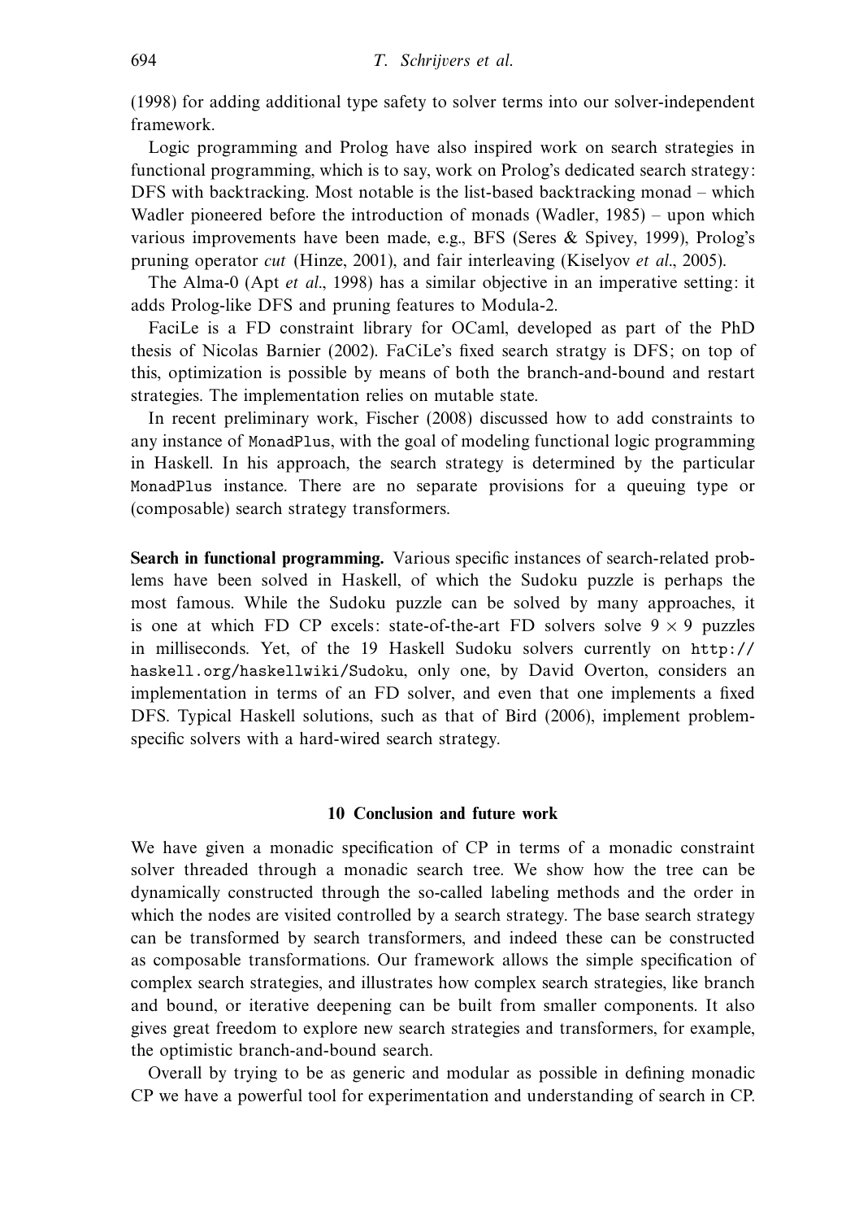(1998) for adding additional type safety to solver terms into our solver-independent framework.

Logic programming and Prolog have also inspired work on search strategies in functional programming, which is to say, work on Prolog's dedicated search strategy: DFS with backtracking. Most notable is the list-based backtracking monad – which Wadler pioneered before the introduction of monads (Wadler, 1985) – upon which various improvements have been made, e.g., BFS (Seres & Spivey, 1999), Prolog's pruning operator *cut* (Hinze, 2001), and fair interleaving (Kiselyov *et al.*, 2005).

The Alma-0 (Apt *et al.*, 1998) has a similar objective in an imperative setting: it adds Prolog-like DFS and pruning features to Modula-2.

FaciLe is a FD constraint library for OCaml, developed as part of the PhD thesis of Nicolas Barnier (2002). FaCiLe's fixed search stratgy is DFS; on top of this, optimization is possible by means of both the branch-and-bound and restart strategies. The implementation relies on mutable state.

In recent preliminary work, Fischer (2008) discussed how to add constraints to any instance of `MonadPlus`, with the goal of modeling functional logic programming in Haskell. In his approach, the search strategy is determined by the particular `MonadPlus` instance. There are no separate provisions for a queuing type or (composable) search strategy transformers.

**Search in functional programming.** Various specific instances of search-related problems have been solved in Haskell, of which the Sudoku puzzle is perhaps the most famous. While the Sudoku puzzle can be solved by many approaches, it is one at which FD CP excels: state-of-the-art FD solvers solve $9 \times 9$ puzzles in milliseconds. Yet, of the 19 Haskell Sudoku solvers currently on `http://haskell.org/haskellwiki/Sudoku`, only one, by David Overton, considers an implementation in terms of an FD solver, and even that one implements a fixed DFS. Typical Haskell solutions, such as that of Bird (2006), implement problem-specific solvers with a hard-wired search strategy.

## 10 Conclusion and future work

We have given a monadic specification of CP in terms of a monadic constraint solver threaded through a monadic search tree. We show how the tree can be dynamically constructed through the so-called labeling methods and the order in which the nodes are visited controlled by a search strategy. The base search strategy can be transformed by search transformers, and indeed these can be constructed as composable transformations. Our framework allows the simple specification of complex search strategies, and illustrates how complex search strategies, like branch and bound, or iterative deepening can be built from smaller components. It also gives great freedom to explore new search strategies and transformers, for example, the optimistic branch-and-bound search.

Overall by trying to be as generic and modular as possible in defining monadic CP we have a powerful tool for experimentation and understanding of search in CP.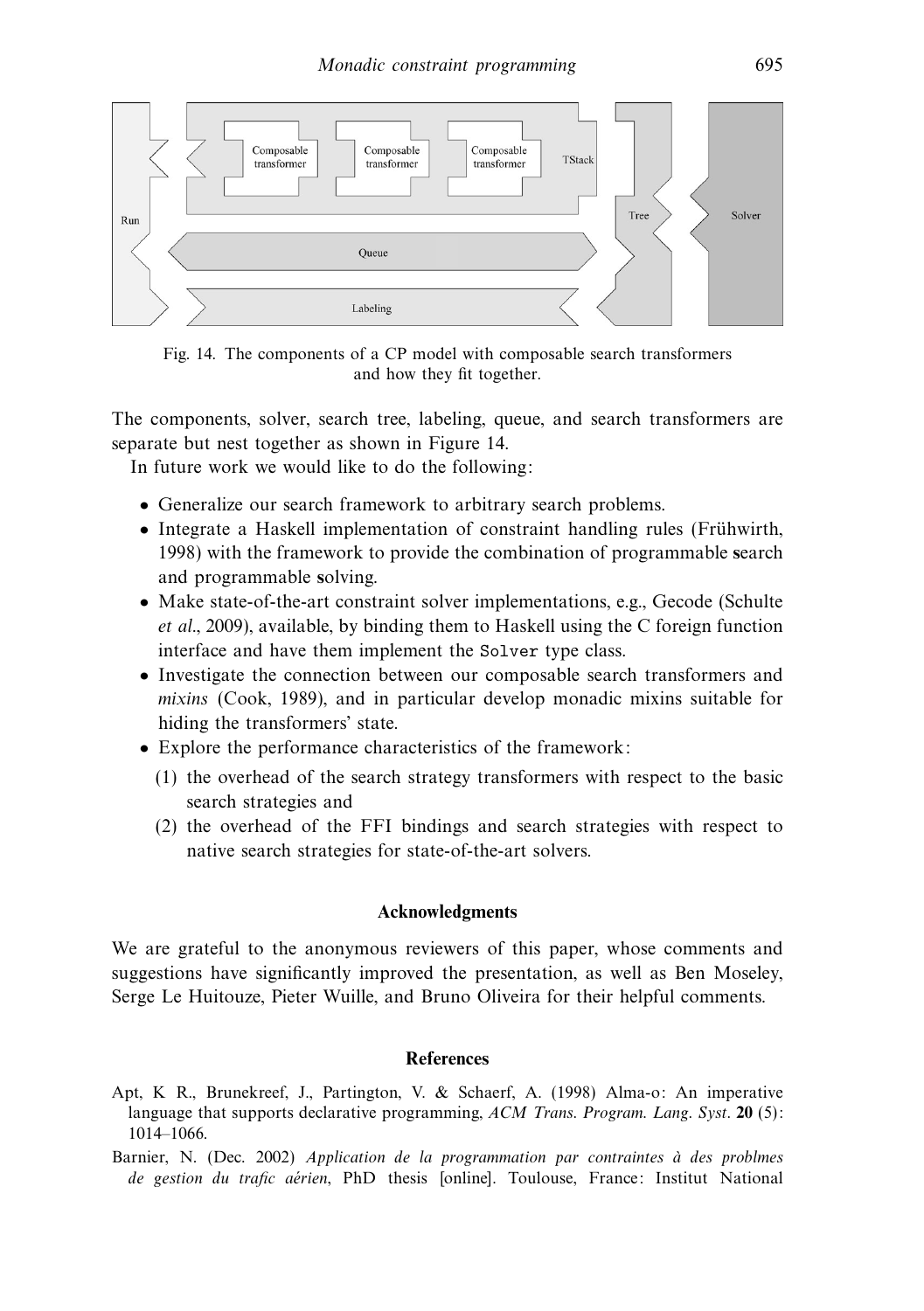Fig. 14. The components of a CP model with composable search transformers and how they fit together.

The components, solver, search tree, labeling, queue, and search transformers are separate but nest together as shown in Figure 14.

In future work we would like to do the following:

- Generalize our search framework to arbitrary search problems.
- Integrate a Haskell implementation of constraint handling rules (Frühwirth, 1998) with the framework to provide the combination of programmable **s**earch and programmable **s**olving.
- Make state-of-the-art constraint solver implementations, e.g., Gecode (Schulte *et al.*, 2009), available, by binding them to Haskell using the C foreign function interface and have them implement the `Solver` type class.
- Investigate the connection between our composable search transformers and *mixins* (Cook, 1989), and in particular develop monadic mixins suitable for hiding the transformers' state.
- Explore the performance characteristics of the framework:
  1. the overhead of the search strategy transformers with respect to the basic search strategies and
  2. the overhead of the FFI bindings and search strategies with respect to native search strategies for state-of-the-art solvers.

## Acknowledgments

We are grateful to the anonymous reviewers of this paper, whose comments and suggestions have significantly improved the presentation, as well as Ben Moseley, Serge Le Huitouze, Pieter Wuille, and Bruno Oliveira for their helpful comments.

## References

Apt, K R., Brunekreef, J., Partington, V. & Schaerf, A. (1998) Alma-o: An imperative language that supports declarative programming, *ACM Trans. Program. Lang. Syst.* **20** (5): 1014–1066.

Barnier, N. (Dec. 2002) *Application de la programmation par contraintes à des problmes de gestion du trafic aérien*, PhD thesis [online]. Toulouse, France: Institut National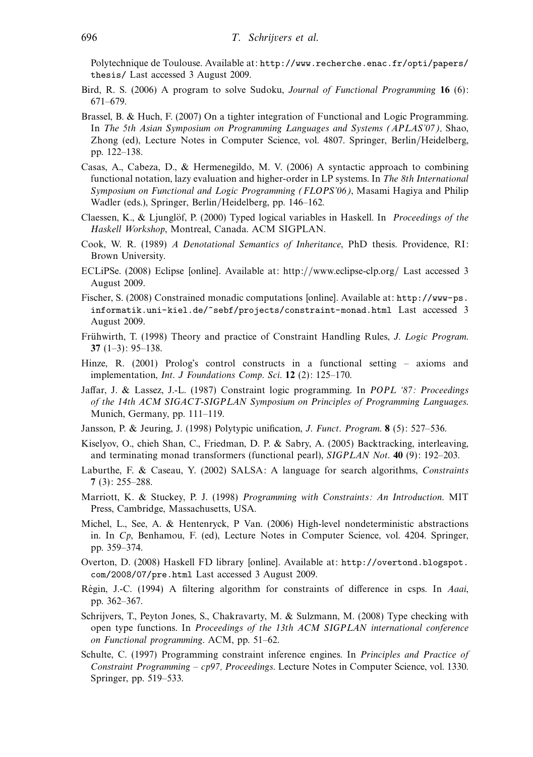Polytechnique de Toulouse. Available at: `http://www.recherche.enac.fr/opti/papers/thesis/` Last accessed 3 August 2009.

Bird, R. S. (2006) A program to solve Sudoku, *Journal of Functional Programming* **16** (6): 671–679.

Brassel, B. & Huch, F. (2007) On a tighter integration of Functional and Logic Programming. In *The 5th Asian Symposium on Programming Languages and Systems (APLAS'07)*, Shao, Zhong (ed), Lecture Notes in Computer Science, vol. 4807. Springer, Berlin/Heidelberg, pp. 122–138.

Casas, A., Cabeza, D., & Hermenegildo, M. V. (2006) A syntactic approach to combining functional notation, lazy evaluation and higher-order in LP systems. In *The 8th International Symposium on Functional and Logic Programming (FLOPS'06)*, Masami Hagiya and Philip Wadler (eds.), Springer, Berlin/Heidelberg, pp. 146–162.

Claessen, K., & Ljunglöf, P. (2000) Typed logical variables in Haskell. In *Proceedings of the Haskell Workshop*, Montreal, Canada. ACM SIGPLAN.

Cook, W. R. (1989) *A Denotational Semantics of Inheritance*, PhD thesis. Providence, RI: Brown University.

ECLiPSe. (2008) Eclipse [online]. Available at: http://www.eclipse-clp.org/ Last accessed 3 August 2009.

Fischer, S. (2008) Constrained monadic computations [online]. Available at: `http://www-ps.informatik.uni-kiel.de/~sebf/projects/constraint-monad.html` Last accessed 3 August 2009.

Frühwirth, T. (1998) Theory and practice of Constraint Handling Rules, *J. Logic Program.* **37** (1–3): 95–138.

Hinze, R. (2001) Prolog's control constructs in a functional setting – axioms and implementation, *Int. J Foundations Comp. Sci.* **12** (2): 125–170.

Jaffar, J. & Lassez, J.-L. (1987) Constraint logic programming. In *POPL '87: Proceedings of the 14th ACM SIGACT-SIGPLAN Symposium on Principles of Programming Languages*. Munich, Germany, pp. 111–119.

Jansson, P. & Jeuring, J. (1998) Polytypic unification, *J. Funct. Program.* **8** (5): 527–536.

Kiselyov, O., chieh Shan, C., Friedman, D. P. & Sabry, A. (2005) Backtracking, interleaving, and terminating monad transformers (functional pearl), *SIGPLAN Not.* **40** (9): 192–203.

Laburthe, F. & Caseau, Y. (2002) SALSA: A language for search algorithms, *Constraints* **7** (3): 255–288.

Marriott, K. & Stuckey, P. J. (1998) *Programming with Constraints: An Introduction*. MIT Press, Cambridge, Massachusetts, USA.

Michel, L., See, A. & Hentenryck, P Van. (2006) High-level nondeterministic abstractions in. In *Cp*, Benhamou, F. (ed), Lecture Notes in Computer Science, vol. 4204. Springer, pp. 359–374.

Overton, D. (2008) Haskell FD library [online]. Available at: `http://overtond.blogspot.com/2008/07/pre.html` Last accessed 3 August 2009.

Régin, J.-C. (1994) A filtering algorithm for constraints of difference in csps. In *Aaai*, pp. 362–367.

Schrijvers, T., Peyton Jones, S., Chakravarty, M. & Sulzmann, M. (2008) Type checking with open type functions. In *Proceedings of the 13th ACM SIGPLAN international conference on Functional programming*. ACM, pp. 51–62.

Schulte, C. (1997) Programming constraint inference engines. In *Principles and Practice of Constraint Programming – cp97, Proceedings*. Lecture Notes in Computer Science, vol. 1330. Springer, pp. 519–533.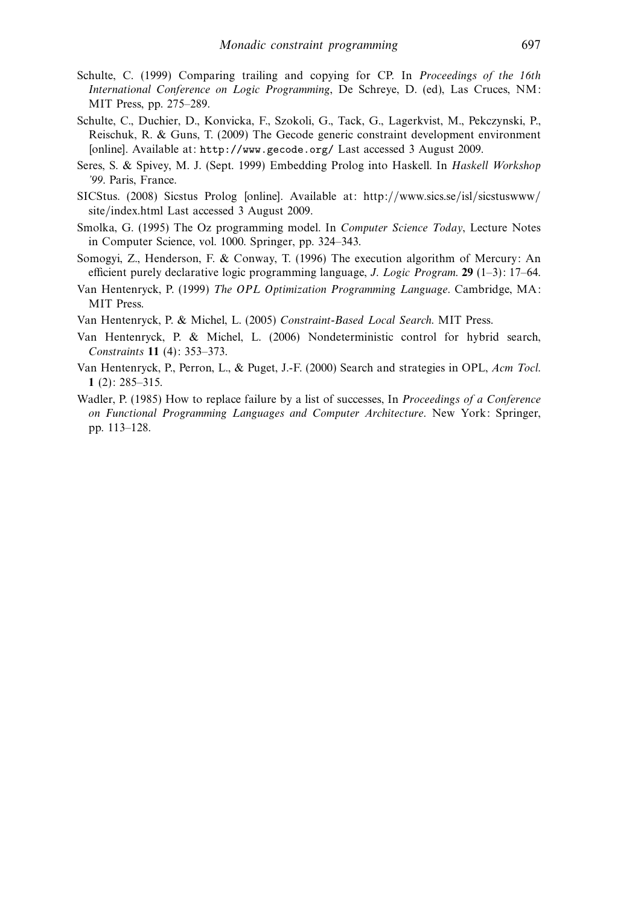Schulte, C. (1999) Comparing trailing and copying for CP. In *Proceedings of the 16th International Conference on Logic Programming*, De Schreye, D. (ed), Las Cruces, NM: MIT Press, pp. 275–289.

Schulte, C., Duchier, D., Konvicka, F., Szokoli, G., Tack, G., Lagerkvist, M., Pekczynski, P., Reischuk, R. & Guns, T. (2009) The Gecode generic constraint development environment [online]. Available at: `http://www.gecode.org/` Last accessed 3 August 2009.

Seres, S. & Spivey, M. J. (Sept. 1999) Embedding Prolog into Haskell. In *Haskell Workshop '99*. Paris, France.

SICStus. (2008) Sicstus Prolog [online]. Available at: http://www.sics.se/isl/sicstuswww/site/index.html Last accessed 3 August 2009.

Smolka, G. (1995) The Oz programming model. In *Computer Science Today*, Lecture Notes in Computer Science, vol. 1000. Springer, pp. 324–343.

Somogyi, Z., Henderson, F. & Conway, T. (1996) The execution algorithm of Mercury: An efficient purely declarative logic programming language, *J. Logic Program.* **29** (1–3): 17–64.

Van Hentenryck, P. (1999) *The OPL Optimization Programming Language*. Cambridge, MA: MIT Press.

Van Hentenryck, P. & Michel, L. (2005) *Constraint-Based Local Search*. MIT Press.

Van Hentenryck, P. & Michel, L. (2006) Nondeterministic control for hybrid search, *Constraints* **11** (4): 353–373.

Van Hentenryck, P., Perron, L., & Puget, J.-F. (2000) Search and strategies in OPL, *Acm Tocl.* **1** (2): 285–315.

Wadler, P. (1985) How to replace failure by a list of successes, In *Proceedings of a Conference on Functional Programming Languages and Computer Architecture*. New York: Springer, pp. 113–128.